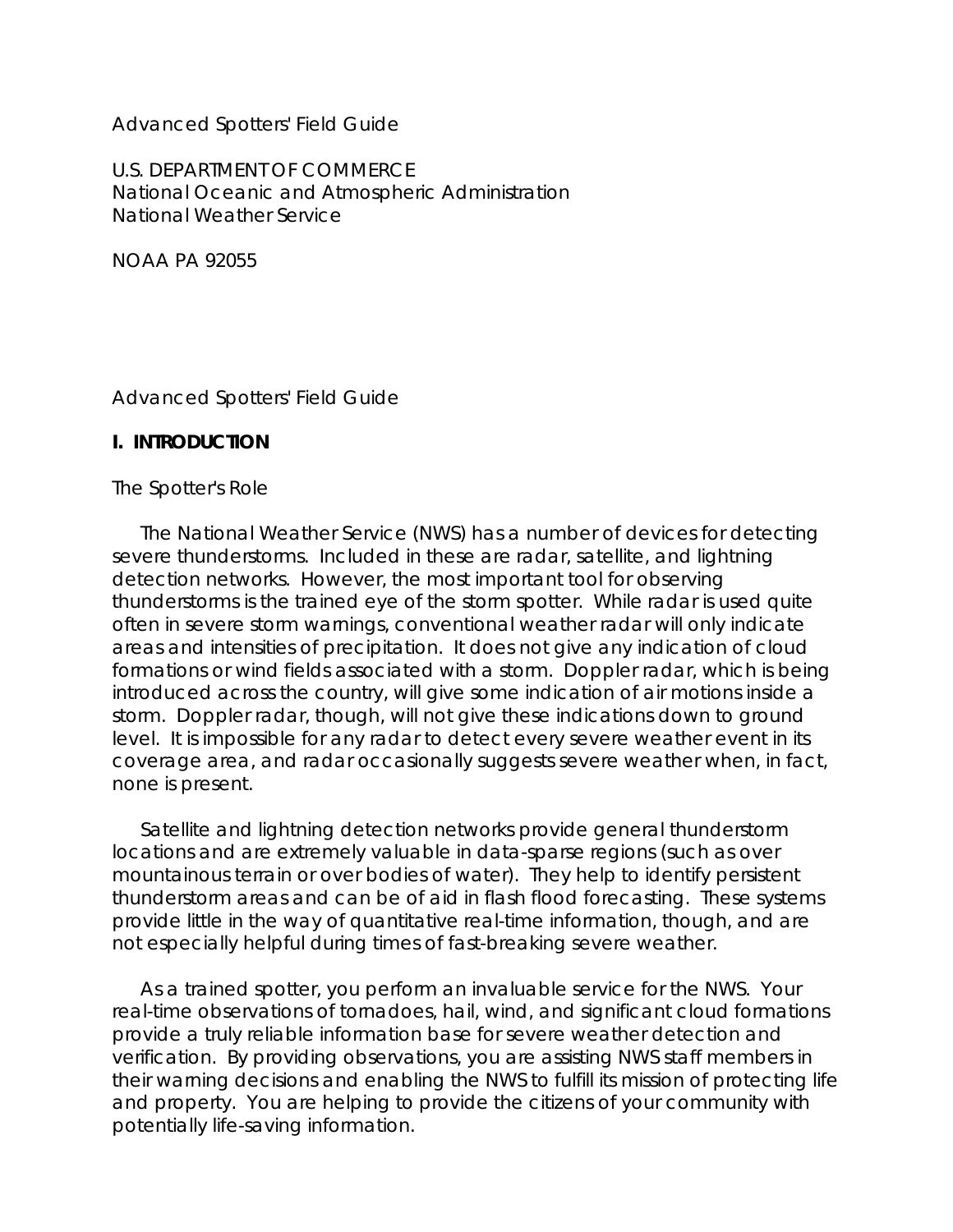Advanced Spotters' Field Guide

U.S. DEPARTMENT OF COMMERCE
National Oceanic and Atmospheric Administration
National Weather Service

NOAA PA 92055

Advanced Spotters' Field Guide

## I. INTRODUCTION

### The Spotter's Role

The National Weather Service (NWS) has a number of devices for detecting severe thunderstorms. Included in these are radar, satellite, and lightning detection networks. However, the most important tool for observing thunderstorms is the trained eye of the storm spotter. While radar is used quite often in severe storm warnings, conventional weather radar will only indicate areas and intensities of precipitation. It does not give any indication of cloud formations or wind fields associated with a storm. Doppler radar, which is being introduced across the country, will give some indication of air motions inside a storm. Doppler radar, though, will not give these indications down to ground level. It is impossible for any radar to detect every severe weather event in its coverage area, and radar occasionally suggests severe weather when, in fact, none is present.

Satellite and lightning detection networks provide general thunderstorm locations and are extremely valuable in data-sparse regions (such as over mountainous terrain or over bodies of water). They help to identify persistent thunderstorm areas and can be of aid in flash flood forecasting. These systems provide little in the way of quantitative real-time information, though, and are not especially helpful during times of fast-breaking severe weather.

As a trained spotter, you perform an invaluable service for the NWS. Your real-time observations of tornadoes, hail, wind, and significant cloud formations provide a truly reliable information base for severe weather detection and verification. By providing observations, you are assisting NWS staff members in their warning decisions and enabling the NWS to fulfill its mission of protecting life and property. You are helping to provide the citizens of your community with potentially life-saving information.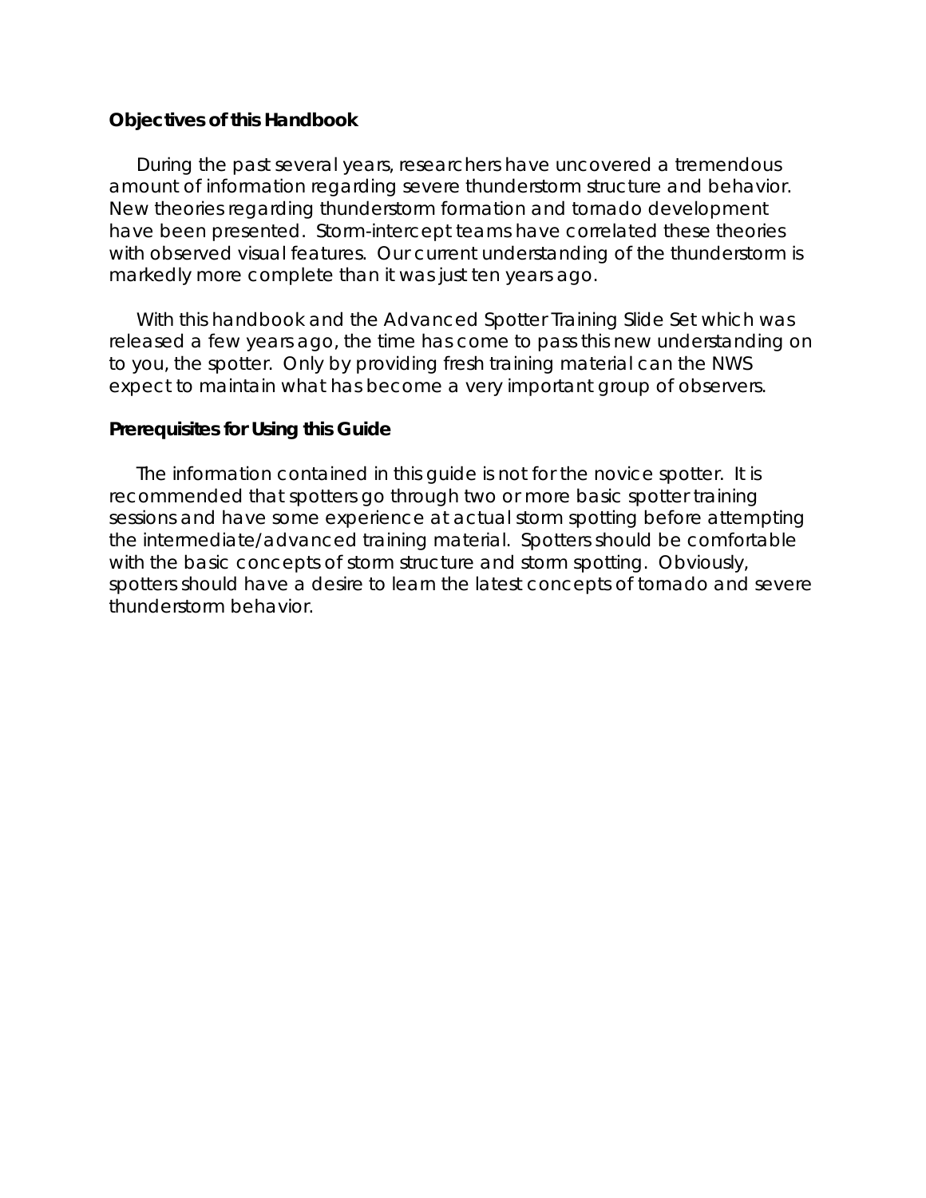### Objectives of this Handbook

During the past several years, researchers have uncovered a tremendous amount of information regarding severe thunderstorm structure and behavior. New theories regarding thunderstorm formation and tornado development have been presented. Storm-intercept teams have correlated these theories with observed visual features. Our current understanding of the thunderstorm is markedly more complete than it was just ten years ago.

With this handbook and the Advanced Spotter Training Slide Set which was released a few years ago, the time has come to pass this new understanding on to you, the spotter. Only by providing fresh training material can the NWS expect to maintain what has become a very important group of observers.

### Prerequisites for Using this Guide

The information contained in this guide is not for the novice spotter. It is recommended that spotters go through two or more basic spotter training sessions and have some experience at actual storm spotting before attempting the intermediate/advanced training material. Spotters should be comfortable with the basic concepts of storm structure and storm spotting. Obviously, spotters should have a desire to learn the latest concepts of tornado and severe thunderstorm behavior.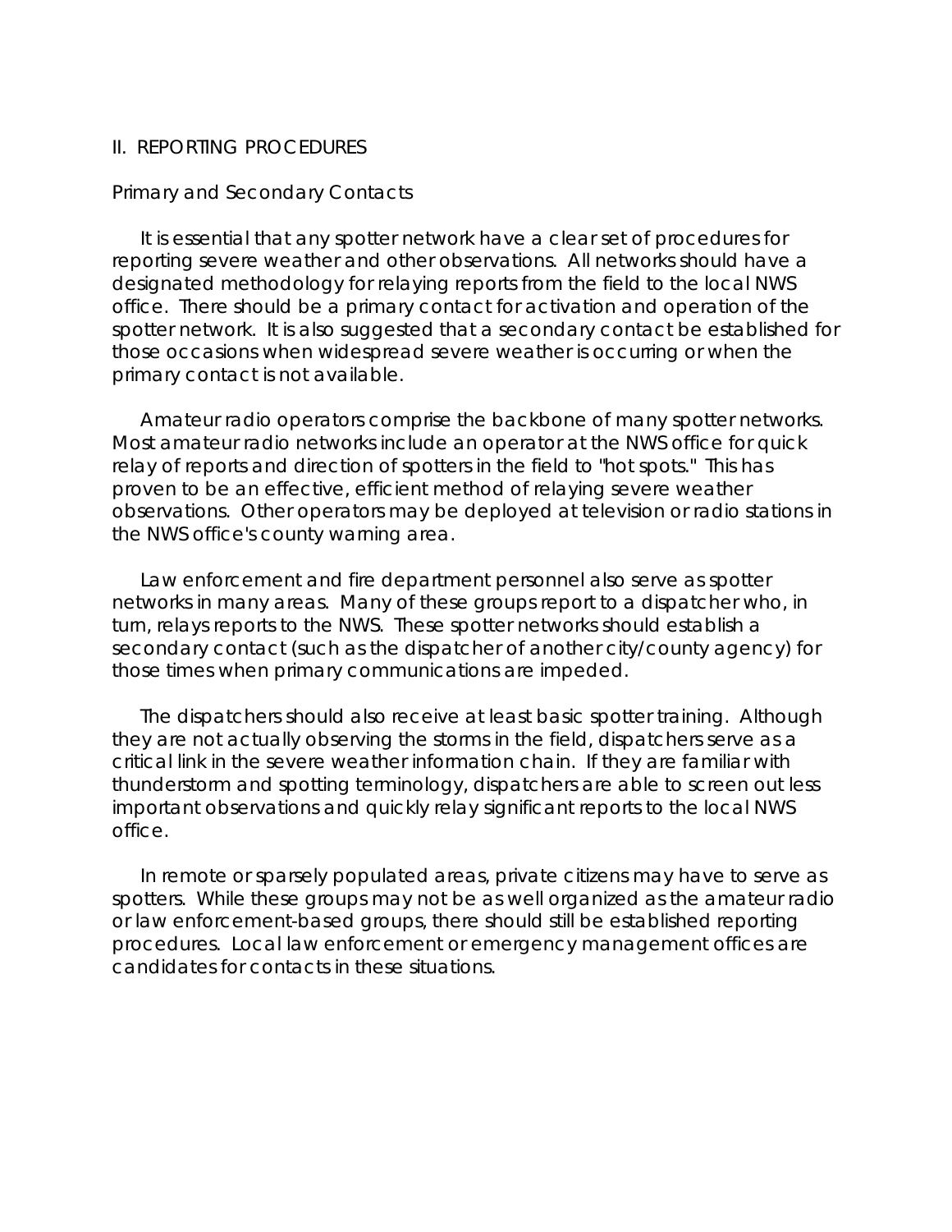## II. REPORTING PROCEDURES

### Primary and Secondary Contacts

It is essential that any spotter network have a clear set of procedures for reporting severe weather and other observations. All networks should have a designated methodology for relaying reports from the field to the local NWS office. There should be a primary contact for activation and operation of the spotter network. It is also suggested that a secondary contact be established for those occasions when widespread severe weather is occurring or when the primary contact is not available.

Amateur radio operators comprise the backbone of many spotter networks. Most amateur radio networks include an operator at the NWS office for quick relay of reports and direction of spotters in the field to "hot spots." This has proven to be an effective, efficient method of relaying severe weather observations. Other operators may be deployed at television or radio stations in the NWS office's county warning area.

Law enforcement and fire department personnel also serve as spotter networks in many areas. Many of these groups report to a dispatcher who, in turn, relays reports to the NWS. These spotter networks should establish a secondary contact (such as the dispatcher of another city/county agency) for those times when primary communications are impeded.

The dispatchers should also receive at least basic spotter training. Although they are not actually observing the storms in the field, dispatchers serve as a critical link in the severe weather information chain. If they are familiar with thunderstorm and spotting terminology, dispatchers are able to screen out less important observations and quickly relay significant reports to the local NWS office.

In remote or sparsely populated areas, private citizens may have to serve as spotters. While these groups may not be as well organized as the amateur radio or law enforcement-based groups, there should still be established reporting procedures. Local law enforcement or emergency management offices are candidates for contacts in these situations.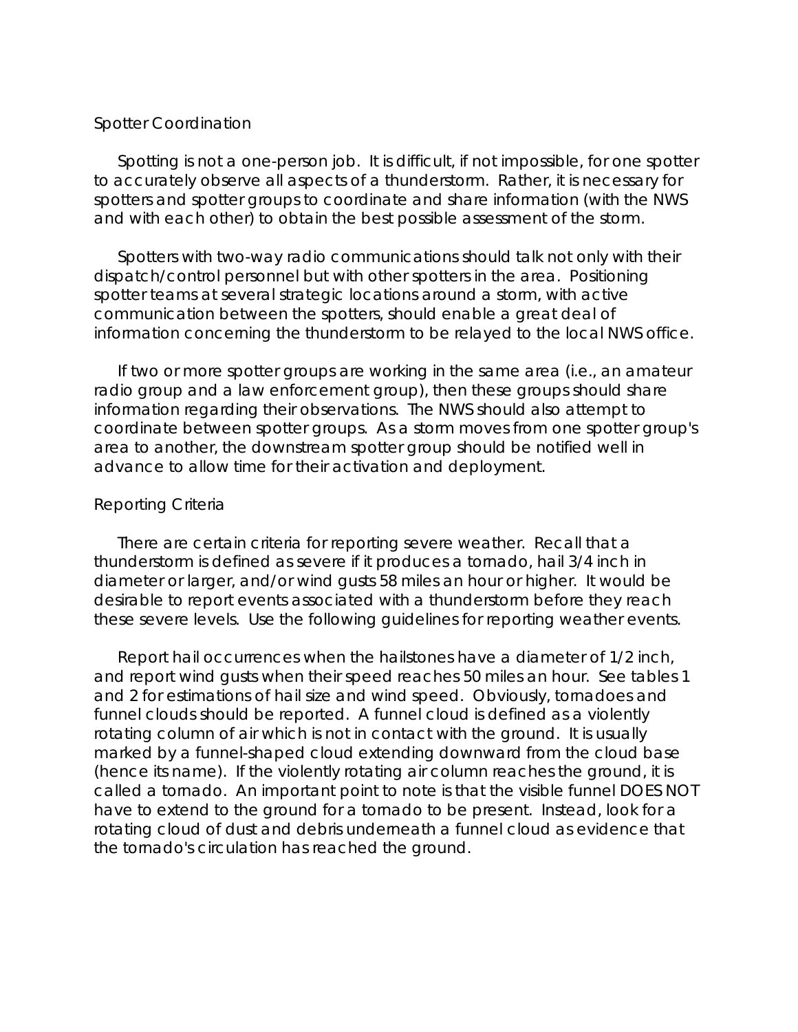## Spotter Coordination

Spotting is not a one-person job. It is difficult, if not impossible, for one spotter to accurately observe all aspects of a thunderstorm. Rather, it is necessary for spotters and spotter groups to coordinate and share information (with the NWS and with each other) to obtain the best possible assessment of the storm.

Spotters with two-way radio communications should talk not only with their dispatch/control personnel but with other spotters in the area. Positioning spotter teams at several strategic locations around a storm, with active communication between the spotters, should enable a great deal of information concerning the thunderstorm to be relayed to the local NWS office.

If two or more spotter groups are working in the same area (i.e., an amateur radio group and a law enforcement group), then these groups should share information regarding their observations. The NWS should also attempt to coordinate between spotter groups. As a storm moves from one spotter group's area to another, the downstream spotter group should be notified well in advance to allow time for their activation and deployment.

## Reporting Criteria

There are certain criteria for reporting severe weather. Recall that a thunderstorm is defined as severe if it produces a tornado, hail 3/4 inch in diameter or larger, and/or wind gusts 58 miles an hour or higher. It would be desirable to report events associated with a thunderstorm before they reach these severe levels. Use the following guidelines for reporting weather events.

Report hail occurrences when the hailstones have a diameter of 1/2 inch, and report wind gusts when their speed reaches 50 miles an hour. See tables 1 and 2 for estimations of hail size and wind speed. Obviously, tornadoes and funnel clouds should be reported. A funnel cloud is defined as a violently rotating column of air which is not in contact with the ground. It is usually marked by a funnel-shaped cloud extending downward from the cloud base (hence its name). If the violently rotating air column reaches the ground, it is called a tornado. An important point to note is that the visible funnel DOES NOT have to extend to the ground for a tornado to be present. Instead, look for a rotating cloud of dust and debris underneath a funnel cloud as evidence that the tornado's circulation has reached the ground.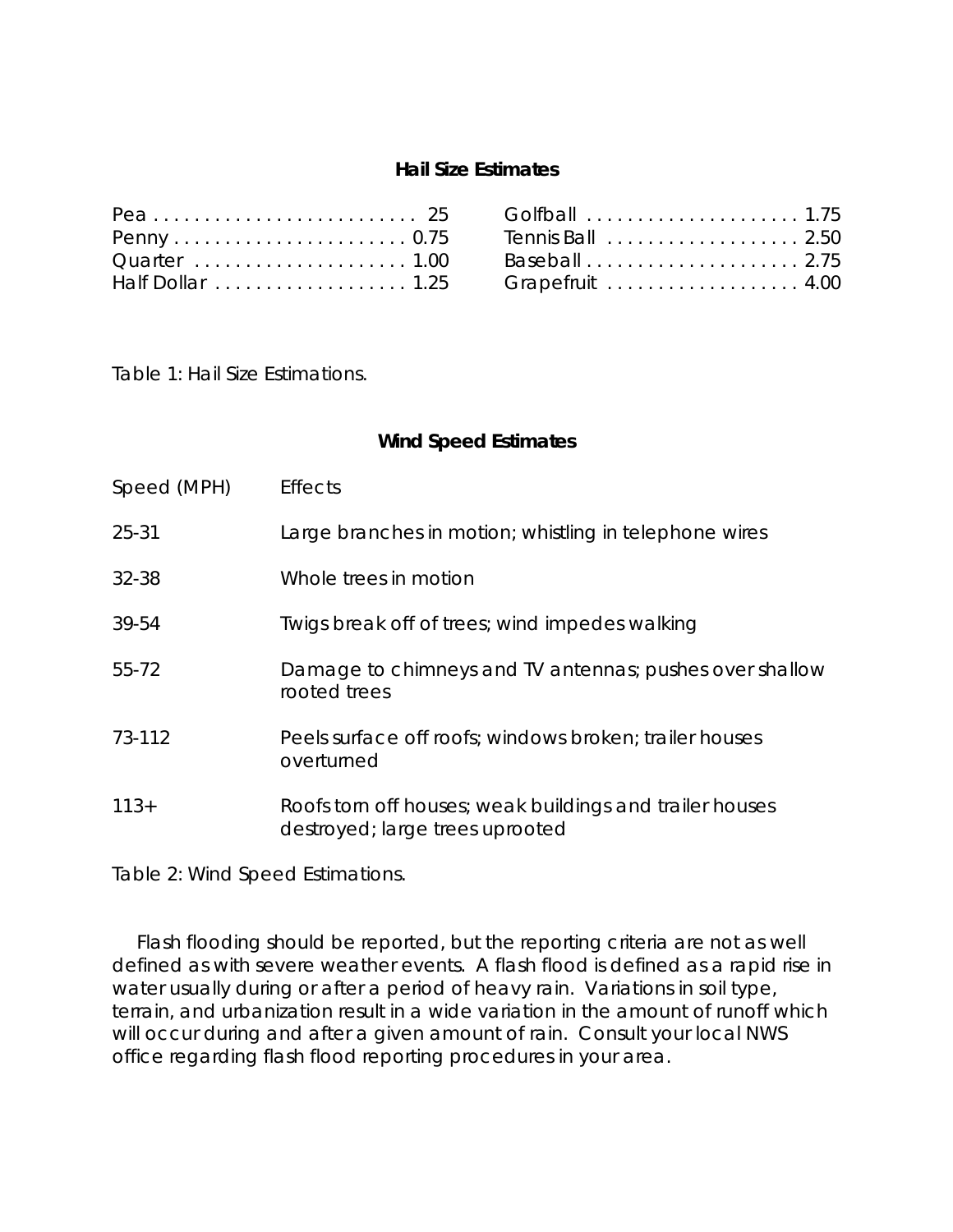### Hail Size Estimates

| | | | |
|---|---|---|---|
| Pea | 25 | Golfball | 1.75 |
| Penny | 0.75 | Tennis Ball | 2.50 |
| Quarter | 1.00 | Baseball | 2.75 |
| Half Dollar | 1.25 | Grapefruit | 4.00 |

Table 1: Hail Size Estimations.

### Wind Speed Estimates

| Speed (MPH) | Effects |
|---|---|
| 25-31 | Large branches in motion; whistling in telephone wires |
| 32-38 | Whole trees in motion |
| 39-54 | Twigs break off of trees; wind impedes walking |
| 55-72 | Damage to chimneys and TV antennas; pushes over shallow rooted trees |
| 73-112 | Peels surface off roofs; windows broken; trailer houses overturned |
| 113+ | Roofs torn off houses; weak buildings and trailer houses destroyed; large trees uprooted |

Table 2: Wind Speed Estimations.

Flash flooding should be reported, but the reporting criteria are not as well defined as with severe weather events. A flash flood is defined as a rapid rise in water usually during or after a period of heavy rain. Variations in soil type, terrain, and urbanization result in a wide variation in the amount of runoff which will occur during and after a given amount of rain. Consult your local NWS office regarding flash flood reporting procedures in your area.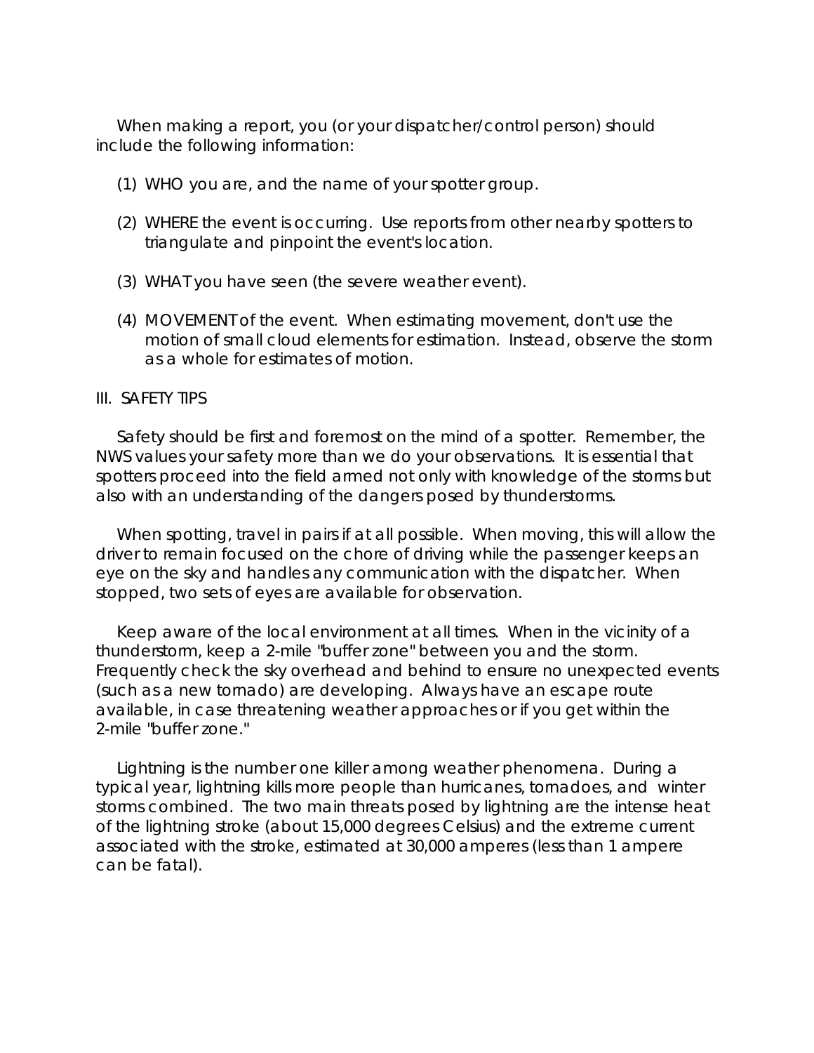When making a report, you (or your dispatcher/control person) should include the following information:

(1) WHO you are, and the name of your spotter group.

(2) WHERE the event is occurring. Use reports from other nearby spotters to triangulate and pinpoint the event's location.

(3) WHAT you have seen (the severe weather event).

(4) MOVEMENT of the event. When estimating movement, don't use the motion of small cloud elements for estimation. Instead, observe the storm as a whole for estimates of motion.

## III. SAFETY TIPS

Safety should be first and foremost on the mind of a spotter. Remember, the NWS values your safety more than we do your observations. It is essential that spotters proceed into the field armed not only with knowledge of the storms but also with an understanding of the dangers posed by thunderstorms.

When spotting, travel in pairs if at all possible. When moving, this will allow the driver to remain focused on the chore of driving while the passenger keeps an eye on the sky and handles any communication with the dispatcher. When stopped, two sets of eyes are available for observation.

Keep aware of the local environment at all times. When in the vicinity of a thunderstorm, keep a 2-mile "buffer zone" between you and the storm. Frequently check the sky overhead and behind to ensure no unexpected events (such as a new tornado) are developing. Always have an escape route available, in case threatening weather approaches or if you get within the 2-mile "buffer zone."

Lightning is the number one killer among weather phenomena. During a typical year, lightning kills more people than hurricanes, tornadoes, and winter storms combined. The two main threats posed by lightning are the intense heat of the lightning stroke (about 15,000 degrees Celsius) and the extreme current associated with the stroke, estimated at 30,000 amperes (less than 1 ampere can be fatal).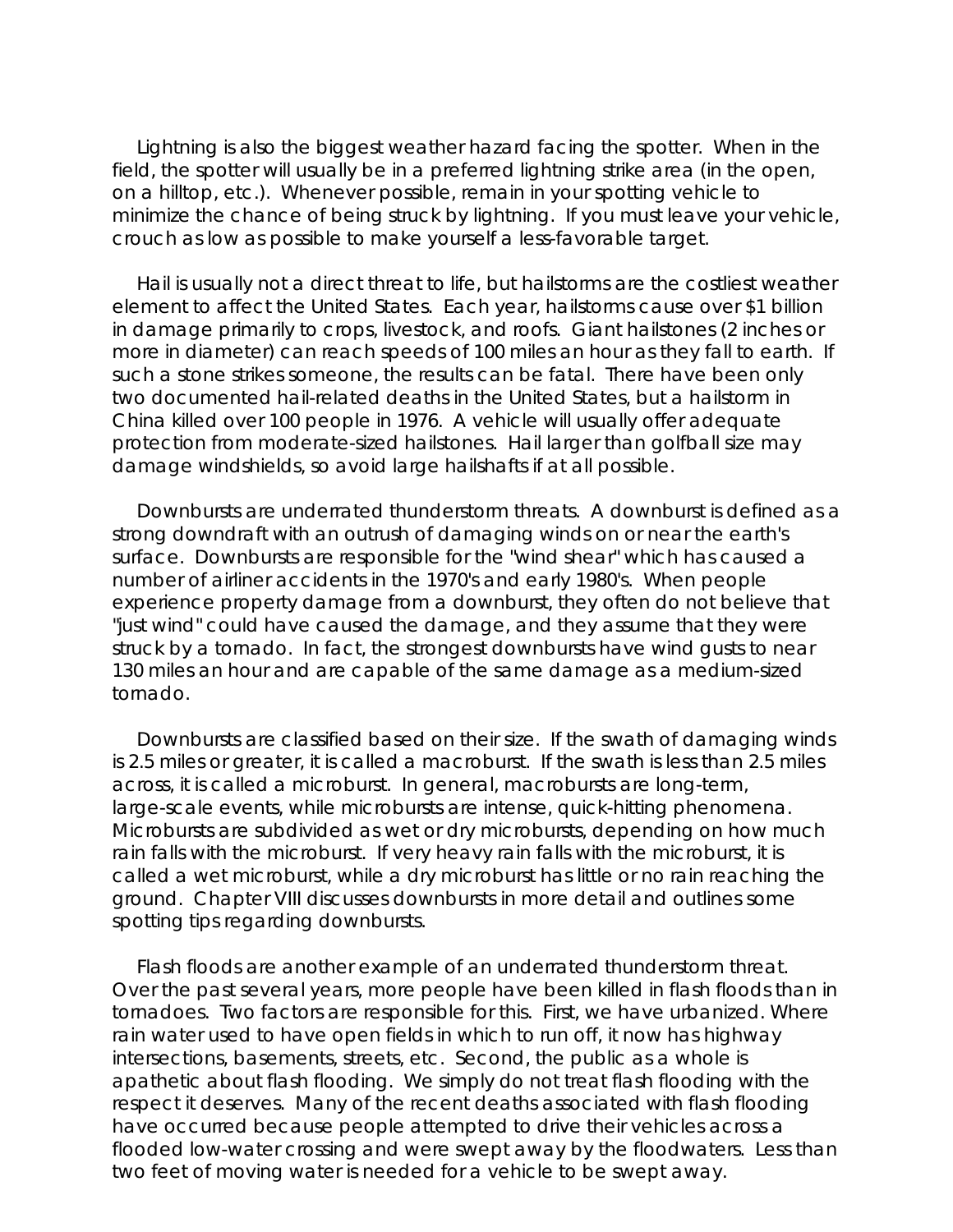Lightning is also the biggest weather hazard facing the spotter. When in the field, the spotter will usually be in a preferred lightning strike area (in the open, on a hilltop, etc.). Whenever possible, remain in your spotting vehicle to minimize the chance of being struck by lightning. If you must leave your vehicle, crouch as low as possible to make yourself a less-favorable target.

Hail is usually not a direct threat to life, but hailstorms are the costliest weather element to affect the United States. Each year, hailstorms cause over $1 billion in damage primarily to crops, livestock, and roofs. Giant hailstones (2 inches or more in diameter) can reach speeds of 100 miles an hour as they fall to earth. If such a stone strikes someone, the results can be fatal. There have been only two documented hail-related deaths in the United States, but a hailstorm in China killed over 100 people in 1976. A vehicle will usually offer adequate protection from moderate-sized hailstones. Hail larger than golfball size may damage windshields, so avoid large hailshafts if at all possible.

Downbursts are underrated thunderstorm threats. A downburst is defined as a strong downdraft with an outrush of damaging winds on or near the earth's surface. Downbursts are responsible for the "wind shear" which has caused a number of airliner accidents in the 1970's and early 1980's. When people experience property damage from a downburst, they often do not believe that "just wind" could have caused the damage, and they assume that they were struck by a tornado. In fact, the strongest downbursts have wind gusts to near 130 miles an hour and are capable of the same damage as a medium-sized tornado.

Downbursts are classified based on their size. If the swath of damaging winds is 2.5 miles or greater, it is called a macroburst. If the swath is less than 2.5 miles across, it is called a microburst. In general, macrobursts are long-term, large-scale events, while microbursts are intense, quick-hitting phenomena. Microbursts are subdivided as wet or dry microbursts, depending on how much rain falls with the microburst. If very heavy rain falls with the microburst, it is called a wet microburst, while a dry microburst has little or no rain reaching the ground. Chapter VIII discusses downbursts in more detail and outlines some spotting tips regarding downbursts.

Flash floods are another example of an underrated thunderstorm threat. Over the past several years, more people have been killed in flash floods than in tornadoes. Two factors are responsible for this. First, we have urbanized. Where rain water used to have open fields in which to run off, it now has highway intersections, basements, streets, etc. Second, the public as a whole is apathetic about flash flooding. We simply do not treat flash flooding with the respect it deserves. Many of the recent deaths associated with flash flooding have occurred because people attempted to drive their vehicles across a flooded low-water crossing and were swept away by the floodwaters. Less than two feet of moving water is needed for a vehicle to be swept away.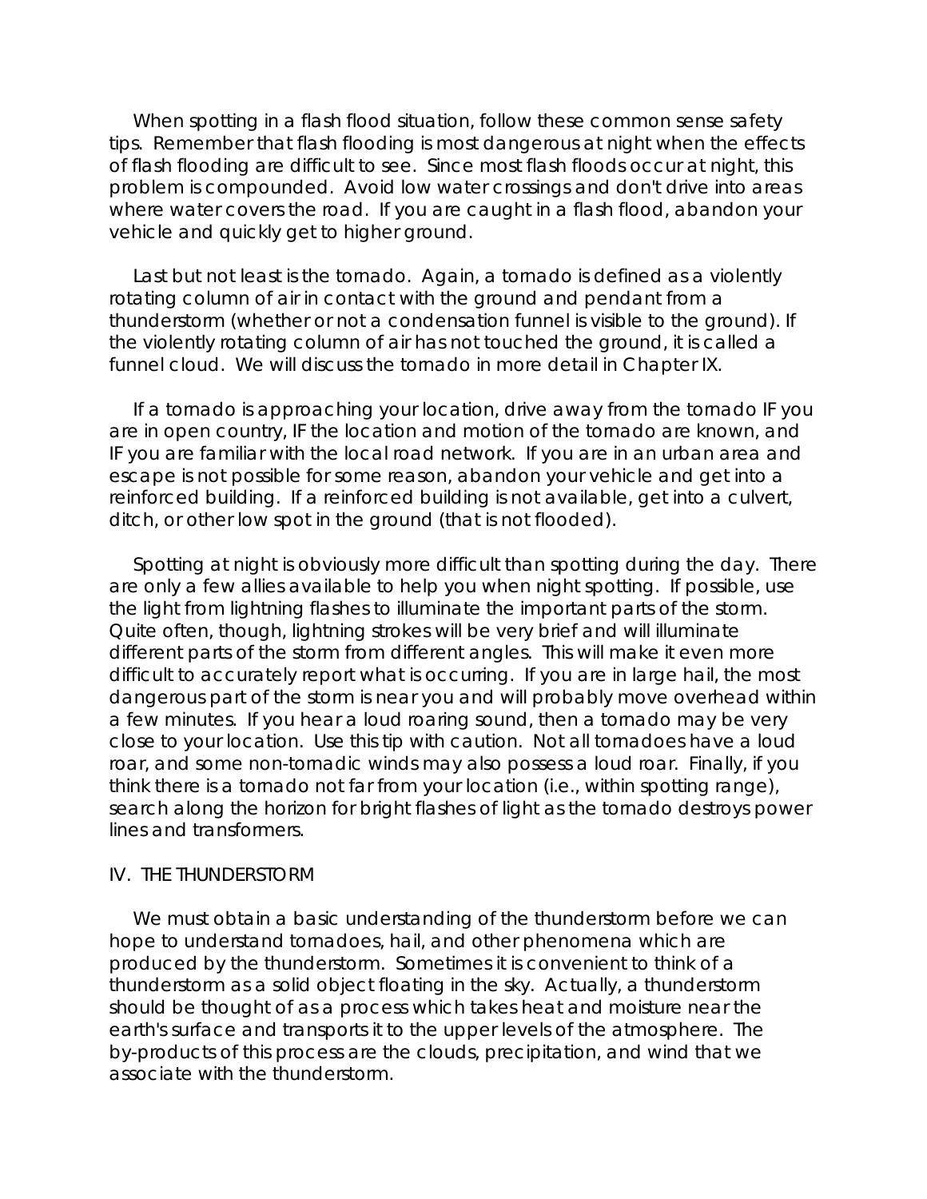When spotting in a flash flood situation, follow these common sense safety tips. Remember that flash flooding is most dangerous at night when the effects of flash flooding are difficult to see. Since most flash floods occur at night, this problem is compounded. Avoid low water crossings and don't drive into areas where water covers the road. If you are caught in a flash flood, abandon your vehicle and quickly get to higher ground.

Last but not least is the tornado. Again, a tornado is defined as a violently rotating column of air in contact with the ground and pendant from a thunderstorm (whether or not a condensation funnel is visible to the ground). If the violently rotating column of air has not touched the ground, it is called a funnel cloud. We will discuss the tornado in more detail in Chapter IX.

If a tornado is approaching your location, drive away from the tornado IF you are in open country, IF the location and motion of the tornado are known, and IF you are familiar with the local road network. If you are in an urban area and escape is not possible for some reason, abandon your vehicle and get into a reinforced building. If a reinforced building is not available, get into a culvert, ditch, or other low spot in the ground (that is not flooded).

Spotting at night is obviously more difficult than spotting during the day. There are only a few allies available to help you when night spotting. If possible, use the light from lightning flashes to illuminate the important parts of the storm. Quite often, though, lightning strokes will be very brief and will illuminate different parts of the storm from different angles. This will make it even more difficult to accurately report what is occurring. If you are in large hail, the most dangerous part of the storm is near you and will probably move overhead within a few minutes. If you hear a loud roaring sound, then a tornado may be very close to your location. Use this tip with caution. Not all tornadoes have a loud roar, and some non-tornadic winds may also possess a loud roar. Finally, if you think there is a tornado not far from your location (i.e., within spotting range), search along the horizon for bright flashes of light as the tornado destroys power lines and transformers.

## IV. THE THUNDERSTORM

We must obtain a basic understanding of the thunderstorm before we can hope to understand tornadoes, hail, and other phenomena which are produced by the thunderstorm. Sometimes it is convenient to think of a thunderstorm as a solid object floating in the sky. Actually, a thunderstorm should be thought of as a process which takes heat and moisture near the earth's surface and transports it to the upper levels of the atmosphere. The by-products of this process are the clouds, precipitation, and wind that we associate with the thunderstorm.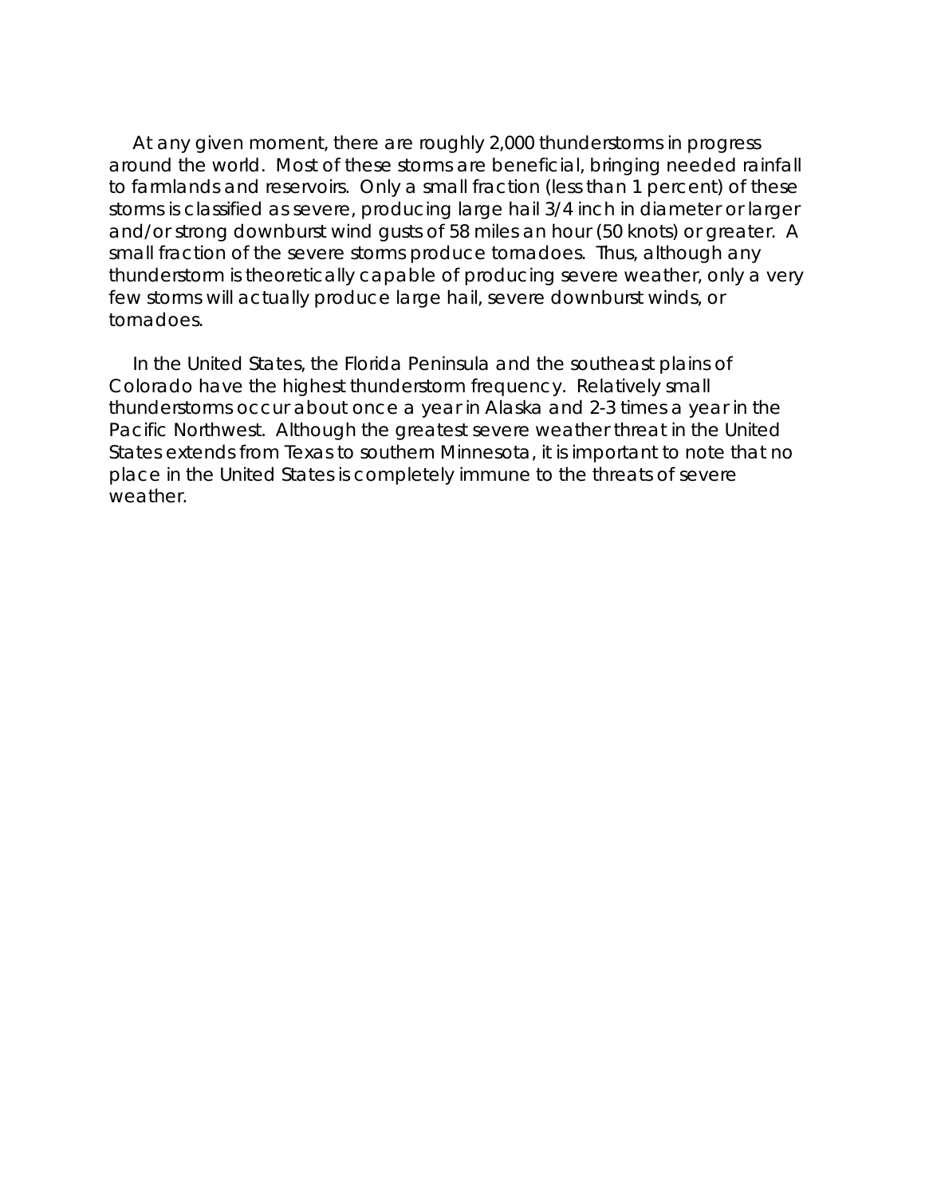At any given moment, there are roughly 2,000 thunderstorms in progress around the world. Most of these storms are beneficial, bringing needed rainfall to farmlands and reservoirs. Only a small fraction (less than 1 percent) of these storms is classified as severe, producing large hail 3/4 inch in diameter or larger and/or strong downburst wind gusts of 58 miles an hour (50 knots) or greater. A small fraction of the severe storms produce tornadoes. Thus, although any thunderstorm is theoretically capable of producing severe weather, only a very few storms will actually produce large hail, severe downburst winds, or tornadoes.

In the United States, the Florida Peninsula and the southeast plains of Colorado have the highest thunderstorm frequency. Relatively small thunderstorms occur about once a year in Alaska and 2-3 times a year in the Pacific Northwest. Although the greatest severe weather threat in the United States extends from Texas to southern Minnesota, it is important to note that no place in the United States is completely immune to the threats of severe weather.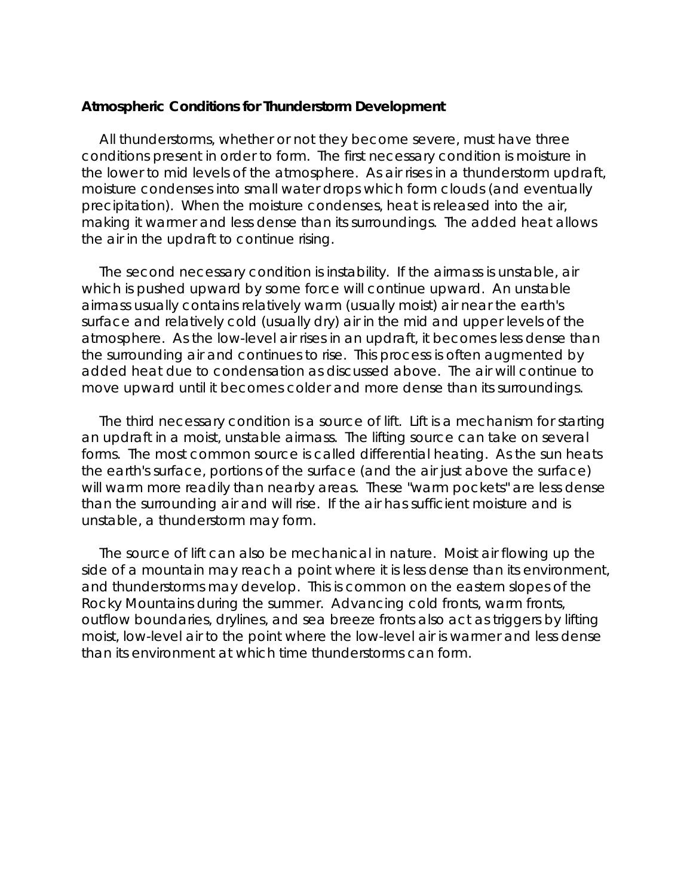**Atmospheric Conditions for Thunderstorm Development**

All thunderstorms, whether or not they become severe, must have three conditions present in order to form. The first necessary condition is moisture in the lower to mid levels of the atmosphere. As air rises in a thunderstorm updraft, moisture condenses into small water drops which form clouds (and eventually precipitation). When the moisture condenses, heat is released into the air, making it warmer and less dense than its surroundings. The added heat allows the air in the updraft to continue rising.

The second necessary condition is instability. If the airmass is unstable, air which is pushed upward by some force will continue upward. An unstable airmass usually contains relatively warm (usually moist) air near the earth's surface and relatively cold (usually dry) air in the mid and upper levels of the atmosphere. As the low-level air rises in an updraft, it becomes less dense than the surrounding air and continues to rise. This process is often augmented by added heat due to condensation as discussed above. The air will continue to move upward until it becomes colder and more dense than its surroundings.

The third necessary condition is a source of lift. Lift is a mechanism for starting an updraft in a moist, unstable airmass. The lifting source can take on several forms. The most common source is called differential heating. As the sun heats the earth's surface, portions of the surface (and the air just above the surface) will warm more readily than nearby areas. These "warm pockets" are less dense than the surrounding air and will rise. If the air has sufficient moisture and is unstable, a thunderstorm may form.

The source of lift can also be mechanical in nature. Moist air flowing up the side of a mountain may reach a point where it is less dense than its environment, and thunderstorms may develop. This is common on the eastern slopes of the Rocky Mountains during the summer. Advancing cold fronts, warm fronts, outflow boundaries, drylines, and sea breeze fronts also act as triggers by lifting moist, low-level air to the point where the low-level air is warmer and less dense than its environment at which time thunderstorms can form.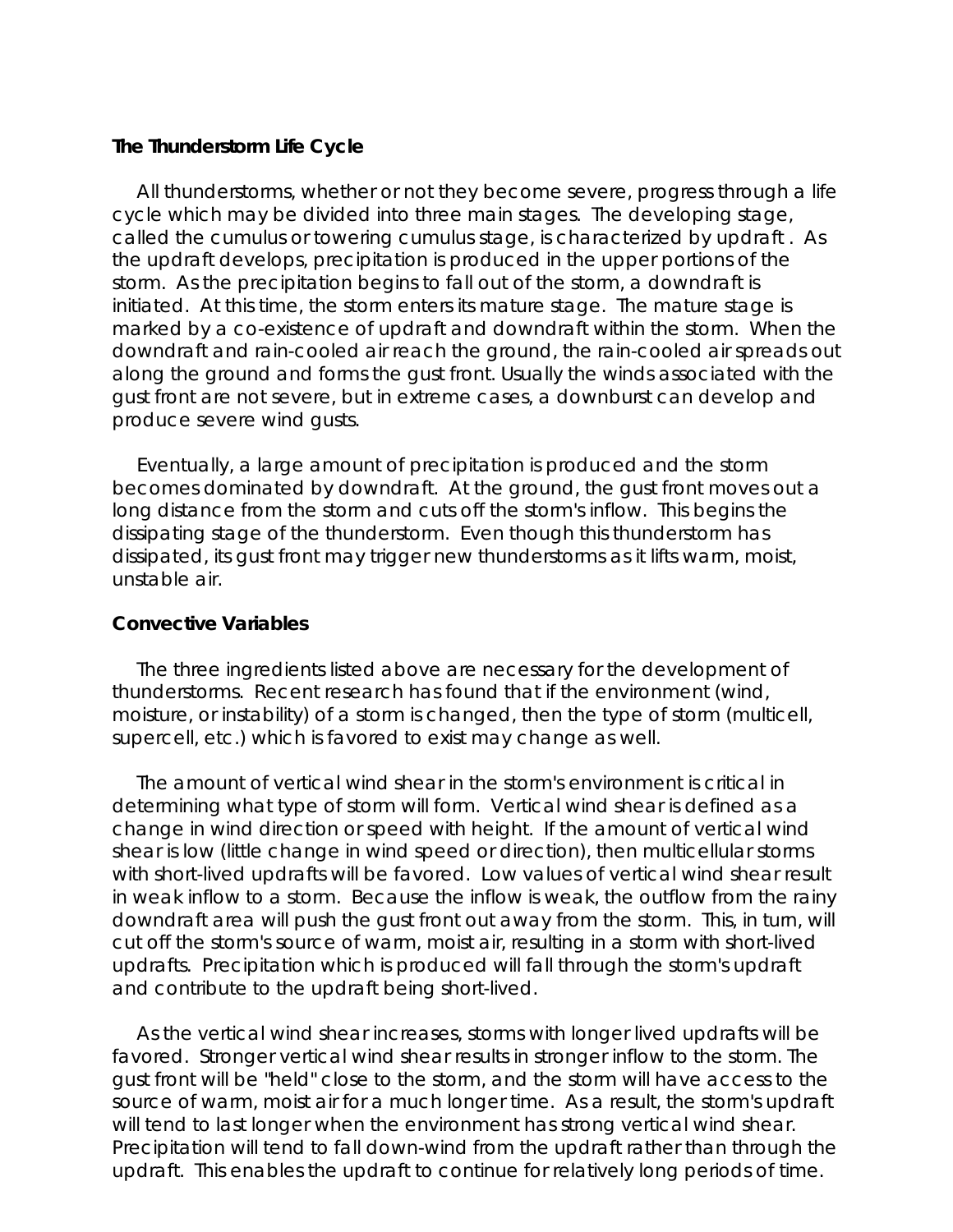**The Thunderstorm Life Cycle**

All thunderstorms, whether or not they become severe, progress through a life cycle which may be divided into three main stages. The developing stage, called the cumulus or towering cumulus stage, is characterized by updraft . As the updraft develops, precipitation is produced in the upper portions of the storm. As the precipitation begins to fall out of the storm, a downdraft is initiated. At this time, the storm enters its mature stage. The mature stage is marked by a co-existence of updraft and downdraft within the storm. When the downdraft and rain-cooled air reach the ground, the rain-cooled air spreads out along the ground and forms the gust front. Usually the winds associated with the gust front are not severe, but in extreme cases, a downburst can develop and produce severe wind gusts.

Eventually, a large amount of precipitation is produced and the storm becomes dominated by downdraft. At the ground, the gust front moves out a long distance from the storm and cuts off the storm's inflow. This begins the dissipating stage of the thunderstorm. Even though this thunderstorm has dissipated, its gust front may trigger new thunderstorms as it lifts warm, moist, unstable air.

**Convective Variables**

The three ingredients listed above are necessary for the development of thunderstorms. Recent research has found that if the environment (wind, moisture, or instability) of a storm is changed, then the type of storm (multicell, supercell, etc.) which is favored to exist may change as well.

The amount of vertical wind shear in the storm's environment is critical in determining what type of storm will form. Vertical wind shear is defined as a change in wind direction or speed with height. If the amount of vertical wind shear is low (little change in wind speed or direction), then multicellular storms with short-lived updrafts will be favored. Low values of vertical wind shear result in weak inflow to a storm. Because the inflow is weak, the outflow from the rainy downdraft area will push the gust front out away from the storm. This, in turn, will cut off the storm's source of warm, moist air, resulting in a storm with short-lived updrafts. Precipitation which is produced will fall through the storm's updraft and contribute to the updraft being short-lived.

As the vertical wind shear increases, storms with longer lived updrafts will be favored. Stronger vertical wind shear results in stronger inflow to the storm. The gust front will be "held" close to the storm, and the storm will have access to the source of warm, moist air for a much longer time. As a result, the storm's updraft will tend to last longer when the environment has strong vertical wind shear. Precipitation will tend to fall down-wind from the updraft rather than through the updraft. This enables the updraft to continue for relatively long periods of time.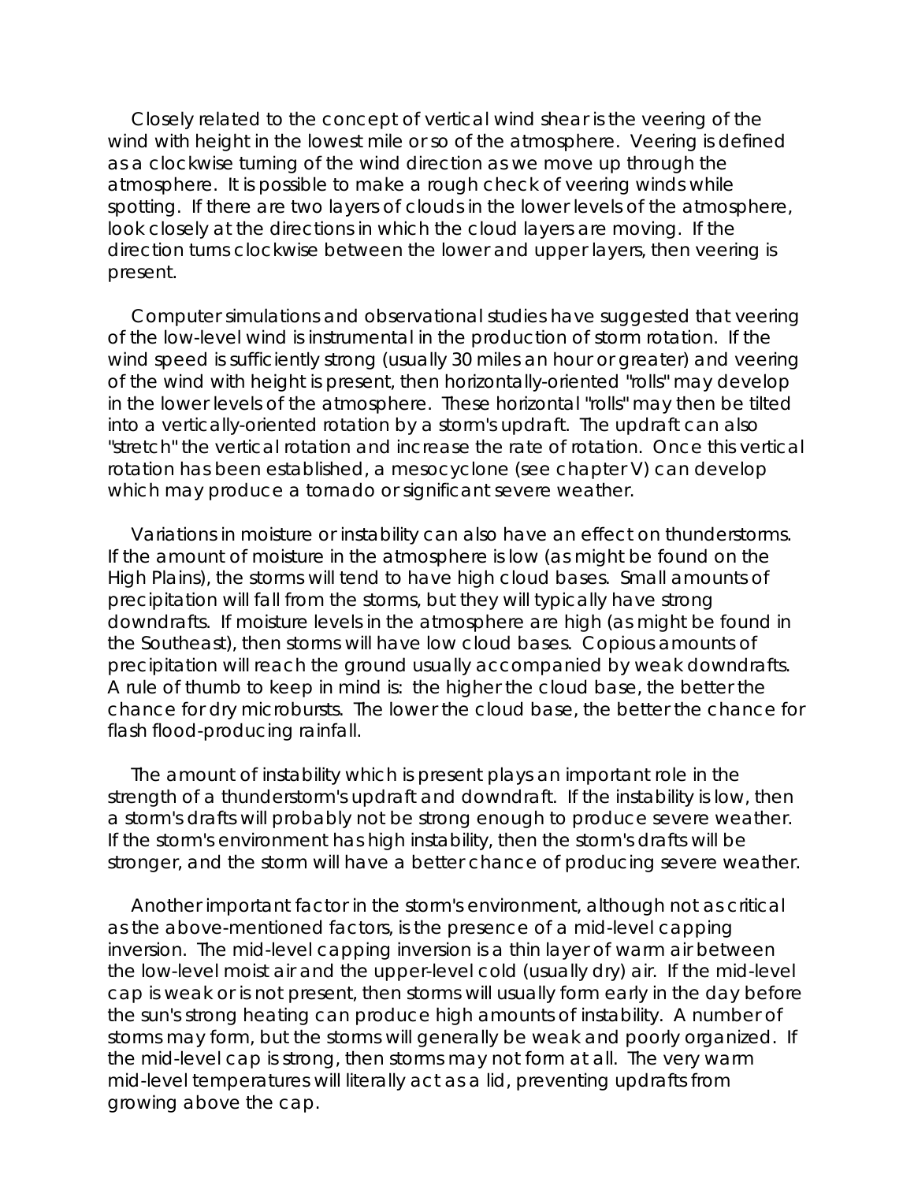Closely related to the concept of vertical wind shear is the veering of the wind with height in the lowest mile or so of the atmosphere. Veering is defined as a clockwise turning of the wind direction as we move up through the atmosphere. It is possible to make a rough check of veering winds while spotting. If there are two layers of clouds in the lower levels of the atmosphere, look closely at the directions in which the cloud layers are moving. If the direction turns clockwise between the lower and upper layers, then veering is present.

Computer simulations and observational studies have suggested that veering of the low-level wind is instrumental in the production of storm rotation. If the wind speed is sufficiently strong (usually 30 miles an hour or greater) and veering of the wind with height is present, then horizontally-oriented "rolls" may develop in the lower levels of the atmosphere. These horizontal "rolls" may then be tilted into a vertically-oriented rotation by a storm's updraft. The updraft can also "stretch" the vertical rotation and increase the rate of rotation. Once this vertical rotation has been established, a mesocyclone (see chapter V) can develop which may produce a tornado or significant severe weather.

Variations in moisture or instability can also have an effect on thunderstorms. If the amount of moisture in the atmosphere is low (as might be found on the High Plains), the storms will tend to have high cloud bases. Small amounts of precipitation will fall from the storms, but they will typically have strong downdrafts. If moisture levels in the atmosphere are high (as might be found in the Southeast), then storms will have low cloud bases. Copious amounts of precipitation will reach the ground usually accompanied by weak downdrafts. A rule of thumb to keep in mind is: the higher the cloud base, the better the chance for dry microbursts. The lower the cloud base, the better the chance for flash flood-producing rainfall.

The amount of instability which is present plays an important role in the strength of a thunderstorm's updraft and downdraft. If the instability is low, then a storm's drafts will probably not be strong enough to produce severe weather. If the storm's environment has high instability, then the storm's drafts will be stronger, and the storm will have a better chance of producing severe weather.

Another important factor in the storm's environment, although not as critical as the above-mentioned factors, is the presence of a mid-level capping inversion. The mid-level capping inversion is a thin layer of warm air between the low-level moist air and the upper-level cold (usually dry) air. If the mid-level cap is weak or is not present, then storms will usually form early in the day before the sun's strong heating can produce high amounts of instability. A number of storms may form, but the storms will generally be weak and poorly organized. If the mid-level cap is strong, then storms may not form at all. The very warm mid-level temperatures will literally act as a lid, preventing updrafts from growing above the cap.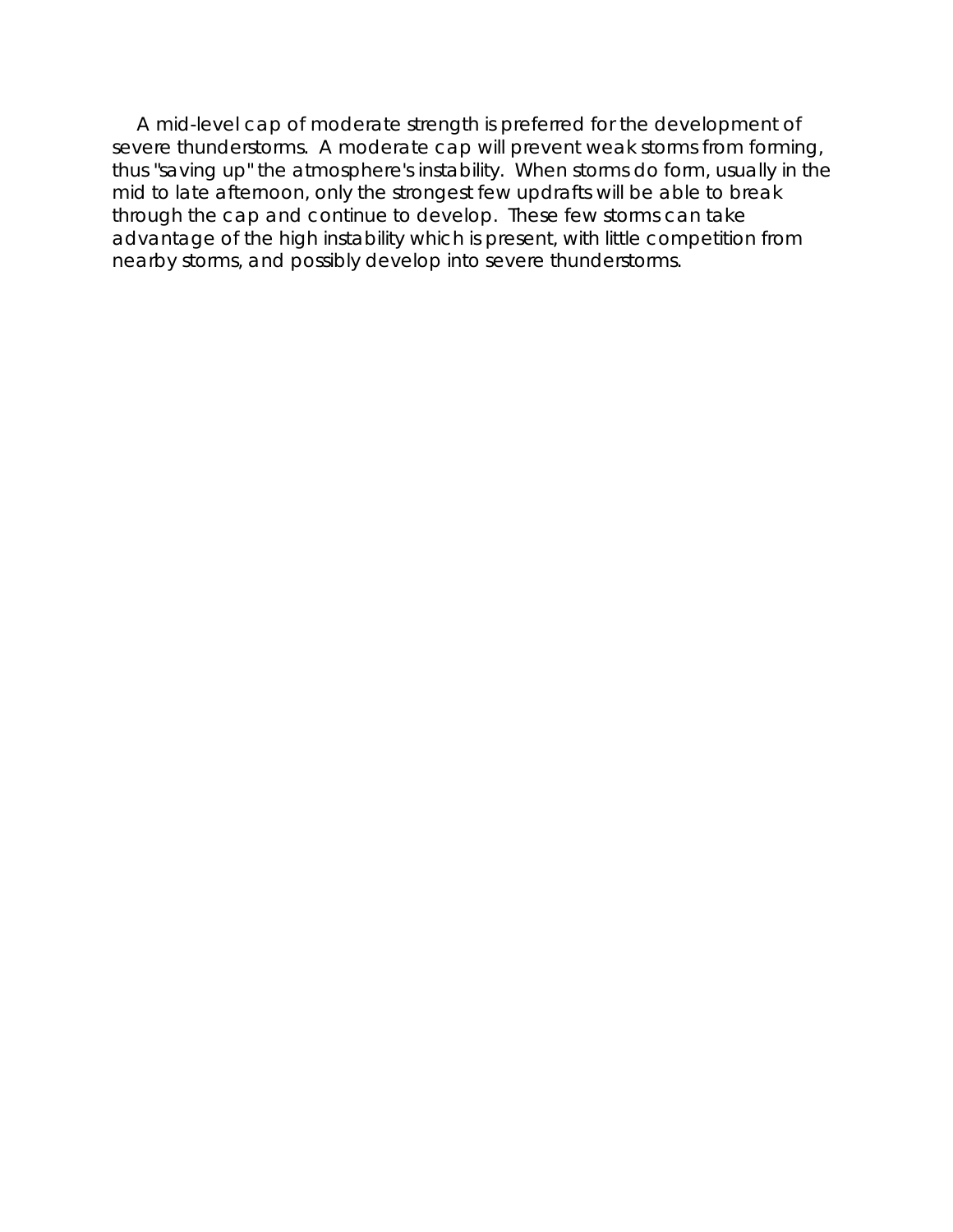A mid-level cap of moderate strength is preferred for the development of severe thunderstorms. A moderate cap will prevent weak storms from forming, thus "saving up" the atmosphere's instability. When storms do form, usually in the mid to late afternoon, only the strongest few updrafts will be able to break through the cap and continue to develop. These few storms can take advantage of the high instability which is present, with little competition from nearby storms, and possibly develop into severe thunderstorms.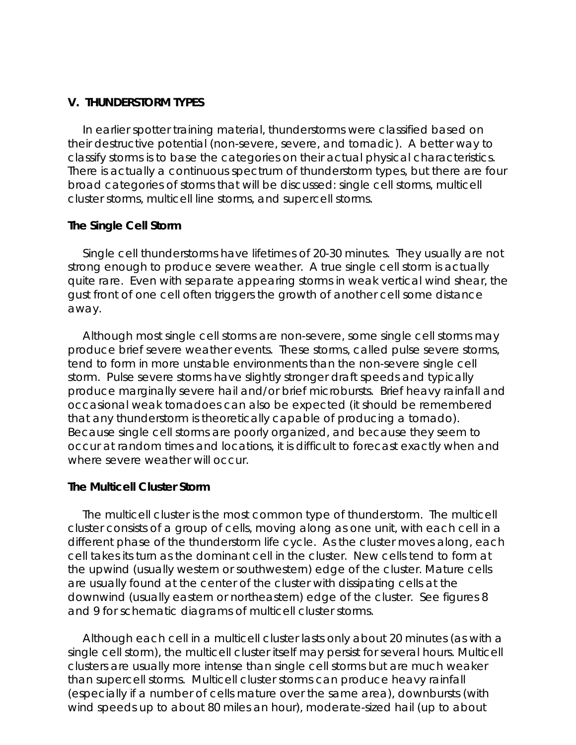## V. THUNDERSTORM TYPES

In earlier spotter training material, thunderstorms were classified based on their destructive potential (non-severe, severe, and tornadic). A better way to classify storms is to base the categories on their actual physical characteristics. There is actually a continuous spectrum of thunderstorm types, but there are four broad categories of storms that will be discussed: single cell storms, multicell cluster storms, multicell line storms, and supercell storms.

### The Single Cell Storm

Single cell thunderstorms have lifetimes of 20-30 minutes. They usually are not strong enough to produce severe weather. A true single cell storm is actually quite rare. Even with separate appearing storms in weak vertical wind shear, the gust front of one cell often triggers the growth of another cell some distance away.

Although most single cell storms are non-severe, some single cell storms may produce brief severe weather events. These storms, called pulse severe storms, tend to form in more unstable environments than the non-severe single cell storm. Pulse severe storms have slightly stronger draft speeds and typically produce marginally severe hail and/or brief microbursts. Brief heavy rainfall and occasional weak tornadoes can also be expected (it should be remembered that any thunderstorm is theoretically capable of producing a tornado). Because single cell storms are poorly organized, and because they seem to occur at random times and locations, it is difficult to forecast exactly when and where severe weather will occur.

### The Multicell Cluster Storm

The multicell cluster is the most common type of thunderstorm. The multicell cluster consists of a group of cells, moving along as one unit, with each cell in a different phase of the thunderstorm life cycle. As the cluster moves along, each cell takes its turn as the dominant cell in the cluster. New cells tend to form at the upwind (usually western or southwestern) edge of the cluster. Mature cells are usually found at the center of the cluster with dissipating cells at the downwind (usually eastern or northeastern) edge of the cluster. See figures 8 and 9 for schematic diagrams of multicell cluster storms.

Although each cell in a multicell cluster lasts only about 20 minutes (as with a single cell storm), the multicell cluster itself may persist for several hours. Multicell clusters are usually more intense than single cell storms but are much weaker than supercell storms. Multicell cluster storms can produce heavy rainfall (especially if a number of cells mature over the same area), downbursts (with wind speeds up to about 80 miles an hour), moderate-sized hail (up to about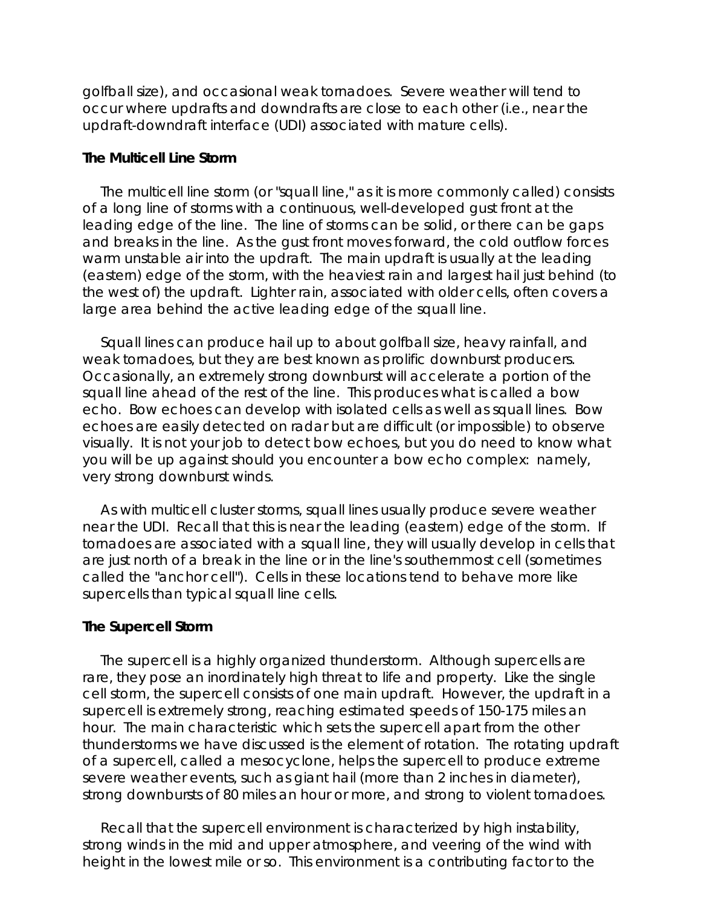golfball size), and occasional weak tornadoes. Severe weather will tend to occur where updrafts and downdrafts are close to each other (i.e., near the updraft-downdraft interface (UDI) associated with mature cells).

**The Multicell Line Storm**

The multicell line storm (or "squall line," as it is more commonly called) consists of a long line of storms with a continuous, well-developed gust front at the leading edge of the line. The line of storms can be solid, or there can be gaps and breaks in the line. As the gust front moves forward, the cold outflow forces warm unstable air into the updraft. The main updraft is usually at the leading (eastern) edge of the storm, with the heaviest rain and largest hail just behind (to the west of) the updraft. Lighter rain, associated with older cells, often covers a large area behind the active leading edge of the squall line.

Squall lines can produce hail up to about golfball size, heavy rainfall, and weak tornadoes, but they are best known as prolific downburst producers. Occasionally, an extremely strong downburst will accelerate a portion of the squall line ahead of the rest of the line. This produces what is called a bow echo. Bow echoes can develop with isolated cells as well as squall lines. Bow echoes are easily detected on radar but are difficult (or impossible) to observe visually. It is not your job to detect bow echoes, but you do need to know what you will be up against should you encounter a bow echo complex: namely, very strong downburst winds.

As with multicell cluster storms, squall lines usually produce severe weather near the UDI. Recall that this is near the leading (eastern) edge of the storm. If tornadoes are associated with a squall line, they will usually develop in cells that are just north of a break in the line or in the line's southernmost cell (sometimes called the "anchor cell"). Cells in these locations tend to behave more like supercells than typical squall line cells.

**The Supercell Storm**

The supercell is a highly organized thunderstorm. Although supercells are rare, they pose an inordinately high threat to life and property. Like the single cell storm, the supercell consists of one main updraft. However, the updraft in a supercell is extremely strong, reaching estimated speeds of 150-175 miles an hour. The main characteristic which sets the supercell apart from the other thunderstorms we have discussed is the element of rotation. The rotating updraft of a supercell, called a mesocyclone, helps the supercell to produce extreme severe weather events, such as giant hail (more than 2 inches in diameter), strong downbursts of 80 miles an hour or more, and strong to violent tornadoes.

Recall that the supercell environment is characterized by high instability, strong winds in the mid and upper atmosphere, and veering of the wind with height in the lowest mile or so. This environment is a contributing factor to the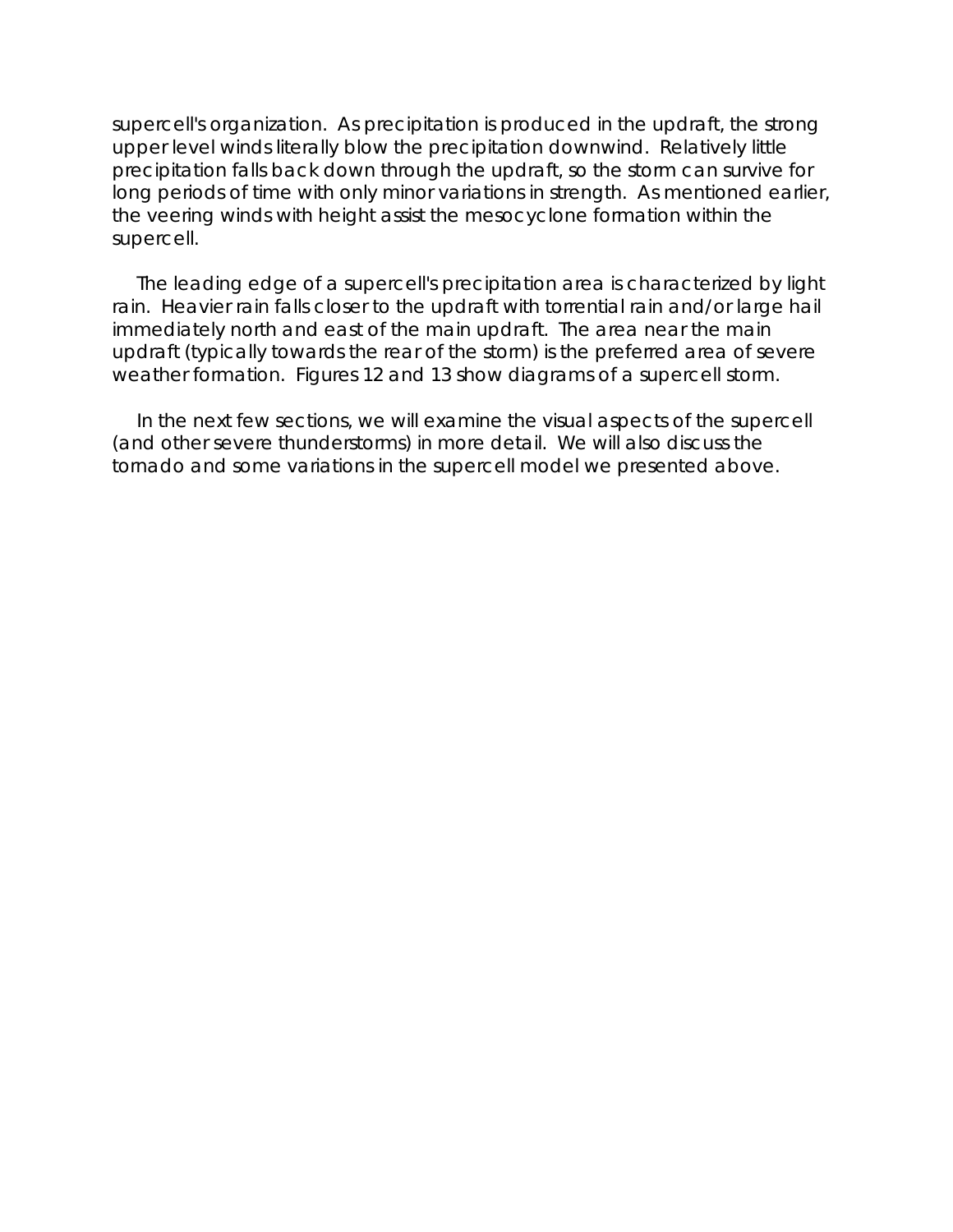supercell's organization. As precipitation is produced in the updraft, the strong upper level winds literally blow the precipitation downwind. Relatively little precipitation falls back down through the updraft, so the storm can survive for long periods of time with only minor variations in strength. As mentioned earlier, the veering winds with height assist the mesocyclone formation within the supercell.

The leading edge of a supercell's precipitation area is characterized by light rain. Heavier rain falls closer to the updraft with torrential rain and/or large hail immediately north and east of the main updraft. The area near the main updraft (typically towards the rear of the storm) is the preferred area of severe weather formation. Figures 12 and 13 show diagrams of a supercell storm.

In the next few sections, we will examine the visual aspects of the supercell (and other severe thunderstorms) in more detail. We will also discuss the tornado and some variations in the supercell model we presented above.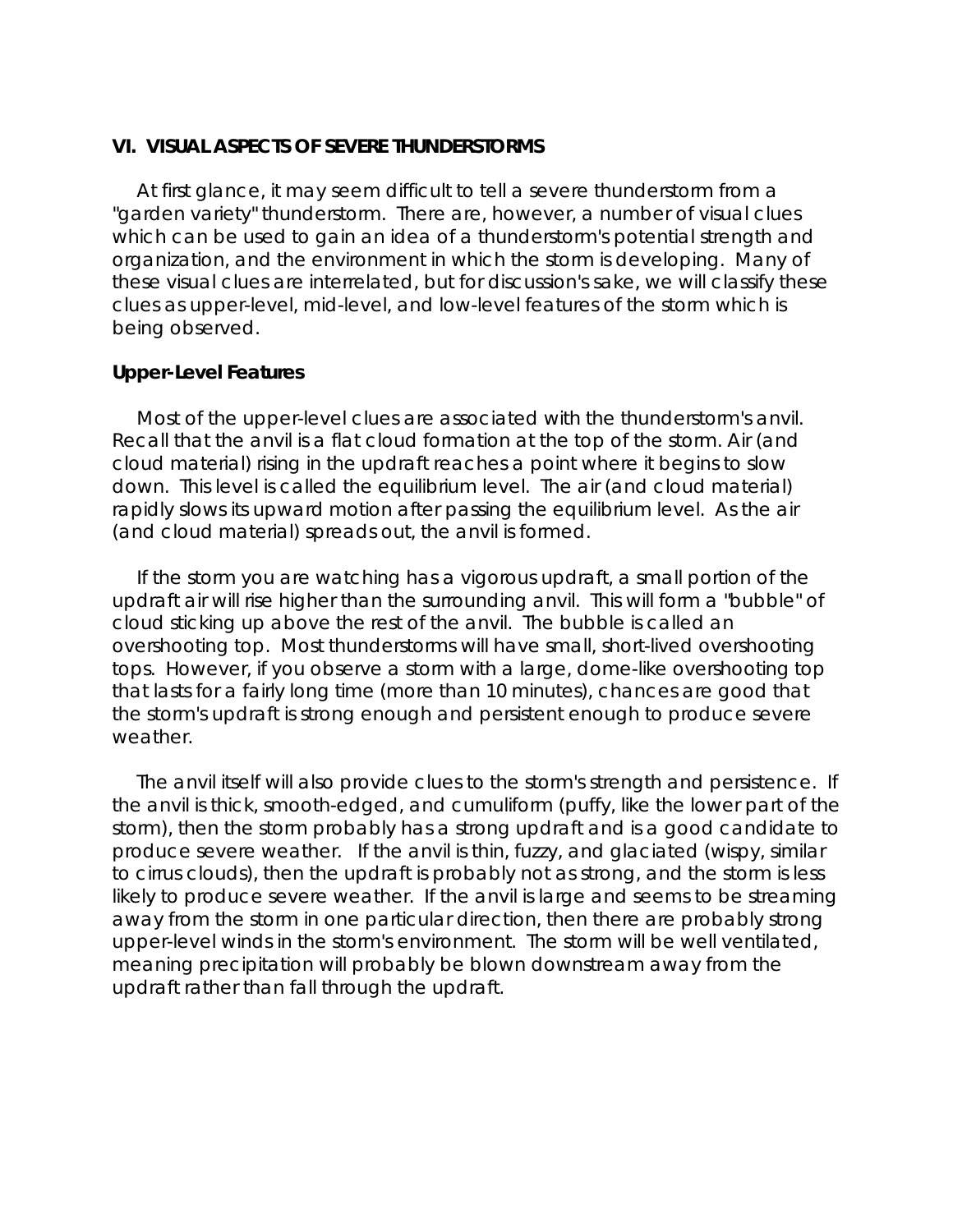## VI. VISUAL ASPECTS OF SEVERE THUNDERSTORMS

At first glance, it may seem difficult to tell a severe thunderstorm from a "garden variety" thunderstorm. There are, however, a number of visual clues which can be used to gain an idea of a thunderstorm's potential strength and organization, and the environment in which the storm is developing. Many of these visual clues are interrelated, but for discussion's sake, we will classify these clues as upper-level, mid-level, and low-level features of the storm which is being observed.

### Upper-Level Features

Most of the upper-level clues are associated with the thunderstorm's anvil. Recall that the anvil is a flat cloud formation at the top of the storm. Air (and cloud material) rising in the updraft reaches a point where it begins to slow down. This level is called the equilibrium level. The air (and cloud material) rapidly slows its upward motion after passing the equilibrium level. As the air (and cloud material) spreads out, the anvil is formed.

If the storm you are watching has a vigorous updraft, a small portion of the updraft air will rise higher than the surrounding anvil. This will form a "bubble" of cloud sticking up above the rest of the anvil. The bubble is called an overshooting top. Most thunderstorms will have small, short-lived overshooting tops. However, if you observe a storm with a large, dome-like overshooting top that lasts for a fairly long time (more than 10 minutes), chances are good that the storm's updraft is strong enough and persistent enough to produce severe weather.

The anvil itself will also provide clues to the storm's strength and persistence. If the anvil is thick, smooth-edged, and cumuliform (puffy, like the lower part of the storm), then the storm probably has a strong updraft and is a good candidate to produce severe weather. If the anvil is thin, fuzzy, and glaciated (wispy, similar to cirrus clouds), then the updraft is probably not as strong, and the storm is less likely to produce severe weather. If the anvil is large and seems to be streaming away from the storm in one particular direction, then there are probably strong upper-level winds in the storm's environment. The storm will be well ventilated, meaning precipitation will probably be blown downstream away from the updraft rather than fall through the updraft.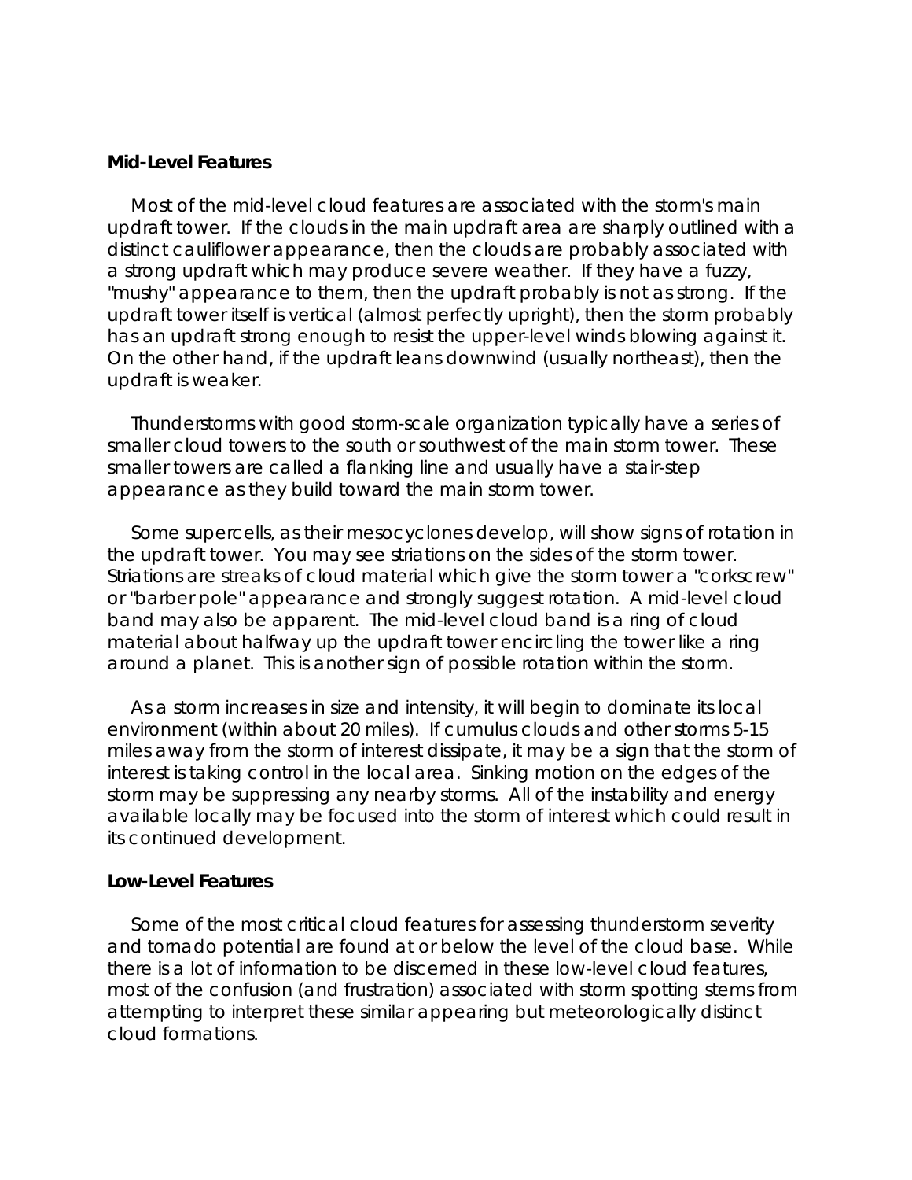**Mid-Level Features**

Most of the mid-level cloud features are associated with the storm's main updraft tower. If the clouds in the main updraft area are sharply outlined with a distinct cauliflower appearance, then the clouds are probably associated with a strong updraft which may produce severe weather. If they have a fuzzy, "mushy" appearance to them, then the updraft probably is not as strong. If the updraft tower itself is vertical (almost perfectly upright), then the storm probably has an updraft strong enough to resist the upper-level winds blowing against it. On the other hand, if the updraft leans downwind (usually northeast), then the updraft is weaker.

Thunderstorms with good storm-scale organization typically have a series of smaller cloud towers to the south or southwest of the main storm tower. These smaller towers are called a flanking line and usually have a stair-step appearance as they build toward the main storm tower.

Some supercells, as their mesocyclones develop, will show signs of rotation in the updraft tower. You may see striations on the sides of the storm tower. Striations are streaks of cloud material which give the storm tower a "corkscrew" or "barber pole" appearance and strongly suggest rotation. A mid-level cloud band may also be apparent. The mid-level cloud band is a ring of cloud material about halfway up the updraft tower encircling the tower like a ring around a planet. This is another sign of possible rotation within the storm.

As a storm increases in size and intensity, it will begin to dominate its local environment (within about 20 miles). If cumulus clouds and other storms 5-15 miles away from the storm of interest dissipate, it may be a sign that the storm of interest is taking control in the local area. Sinking motion on the edges of the storm may be suppressing any nearby storms. All of the instability and energy available locally may be focused into the storm of interest which could result in its continued development.

**Low-Level Features**

Some of the most critical cloud features for assessing thunderstorm severity and tornado potential are found at or below the level of the cloud base. While there is a lot of information to be discerned in these low-level cloud features, most of the confusion (and frustration) associated with storm spotting stems from attempting to interpret these similar appearing but meteorologically distinct cloud formations.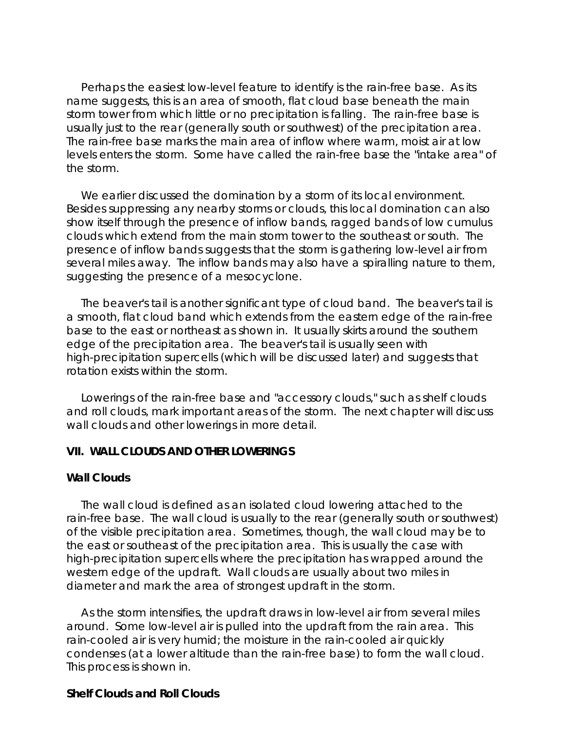Perhaps the easiest low-level feature to identify is the rain-free base. As its name suggests, this is an area of smooth, flat cloud base beneath the main storm tower from which little or no precipitation is falling. The rain-free base is usually just to the rear (generally south or southwest) of the precipitation area. The rain-free base marks the main area of inflow where warm, moist air at low levels enters the storm. Some have called the rain-free base the "intake area" of the storm.

We earlier discussed the domination by a storm of its local environment. Besides suppressing any nearby storms or clouds, this local domination can also show itself through the presence of inflow bands, ragged bands of low cumulus clouds which extend from the main storm tower to the southeast or south. The presence of inflow bands suggests that the storm is gathering low-level air from several miles away. The inflow bands may also have a spiralling nature to them, suggesting the presence of a mesocyclone.

The beaver's tail is another significant type of cloud band. The beaver's tail is a smooth, flat cloud band which extends from the eastern edge of the rain-free base to the east or northeast as shown in. It usually skirts around the southern edge of the precipitation area. The beaver's tail is usually seen with high-precipitation supercells (which will be discussed later) and suggests that rotation exists within the storm.

Lowerings of the rain-free base and "accessory clouds," such as shelf clouds and roll clouds, mark important areas of the storm. The next chapter will discuss wall clouds and other lowerings in more detail.

## VII. WALL CLOUDS AND OTHER LOWERINGS

### Wall Clouds

The wall cloud is defined as an isolated cloud lowering attached to the rain-free base. The wall cloud is usually to the rear (generally south or southwest) of the visible precipitation area. Sometimes, though, the wall cloud may be to the east or southeast of the precipitation area. This is usually the case with high-precipitation supercells where the precipitation has wrapped around the western edge of the updraft. Wall clouds are usually about two miles in diameter and mark the area of strongest updraft in the storm.

As the storm intensifies, the updraft draws in low-level air from several miles around. Some low-level air is pulled into the updraft from the rain area. This rain-cooled air is very humid; the moisture in the rain-cooled air quickly condenses (at a lower altitude than the rain-free base) to form the wall cloud. This process is shown in.

### Shelf Clouds and Roll Clouds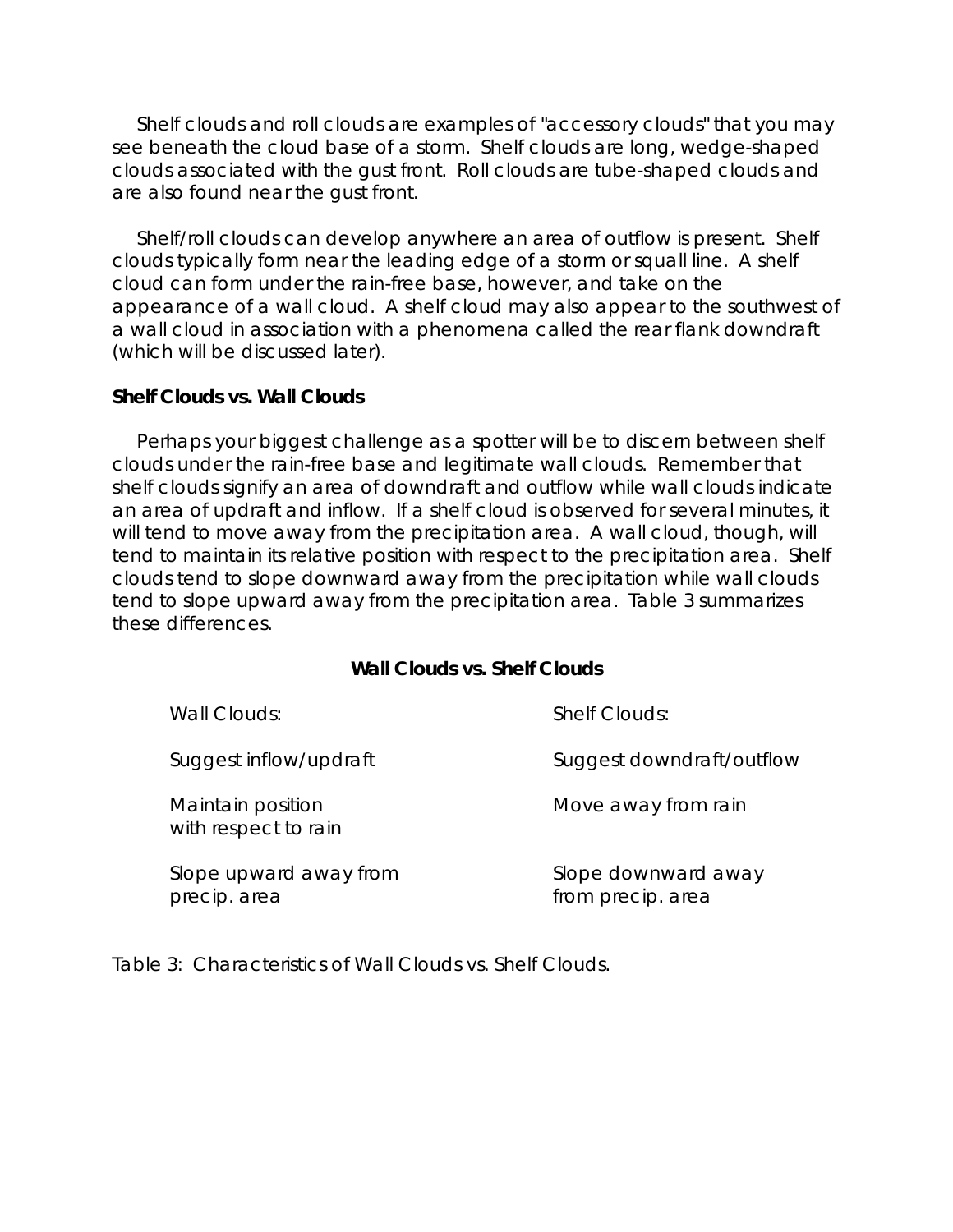Shelf clouds and roll clouds are examples of "accessory clouds" that you may see beneath the cloud base of a storm. Shelf clouds are long, wedge-shaped clouds associated with the gust front. Roll clouds are tube-shaped clouds and are also found near the gust front.

Shelf/roll clouds can develop anywhere an area of outflow is present. Shelf clouds typically form near the leading edge of a storm or squall line. A shelf cloud can form under the rain-free base, however, and take on the appearance of a wall cloud. A shelf cloud may also appear to the southwest of a wall cloud in association with a phenomena called the rear flank downdraft (which will be discussed later).

### Shelf Clouds vs. Wall Clouds

Perhaps your biggest challenge as a spotter will be to discern between shelf clouds under the rain-free base and legitimate wall clouds. Remember that shelf clouds signify an area of downdraft and outflow while wall clouds indicate an area of updraft and inflow. If a shelf cloud is observed for several minutes, it will tend to move away from the precipitation area. A wall cloud, though, will tend to maintain its relative position with respect to the precipitation area. Shelf clouds tend to slope downward away from the precipitation while wall clouds tend to slope upward away from the precipitation area. Table 3 summarizes these differences.

**Wall Clouds vs. Shelf Clouds**

| Wall Clouds: | Shelf Clouds: |
|---|---|
| Suggest inflow/updraft | Suggest downdraft/outflow |
| Maintain position with respect to rain | Move away from rain |
| Slope upward away from precip. area | Slope downward away from precip. area |

Table 3: Characteristics of Wall Clouds vs. Shelf Clouds.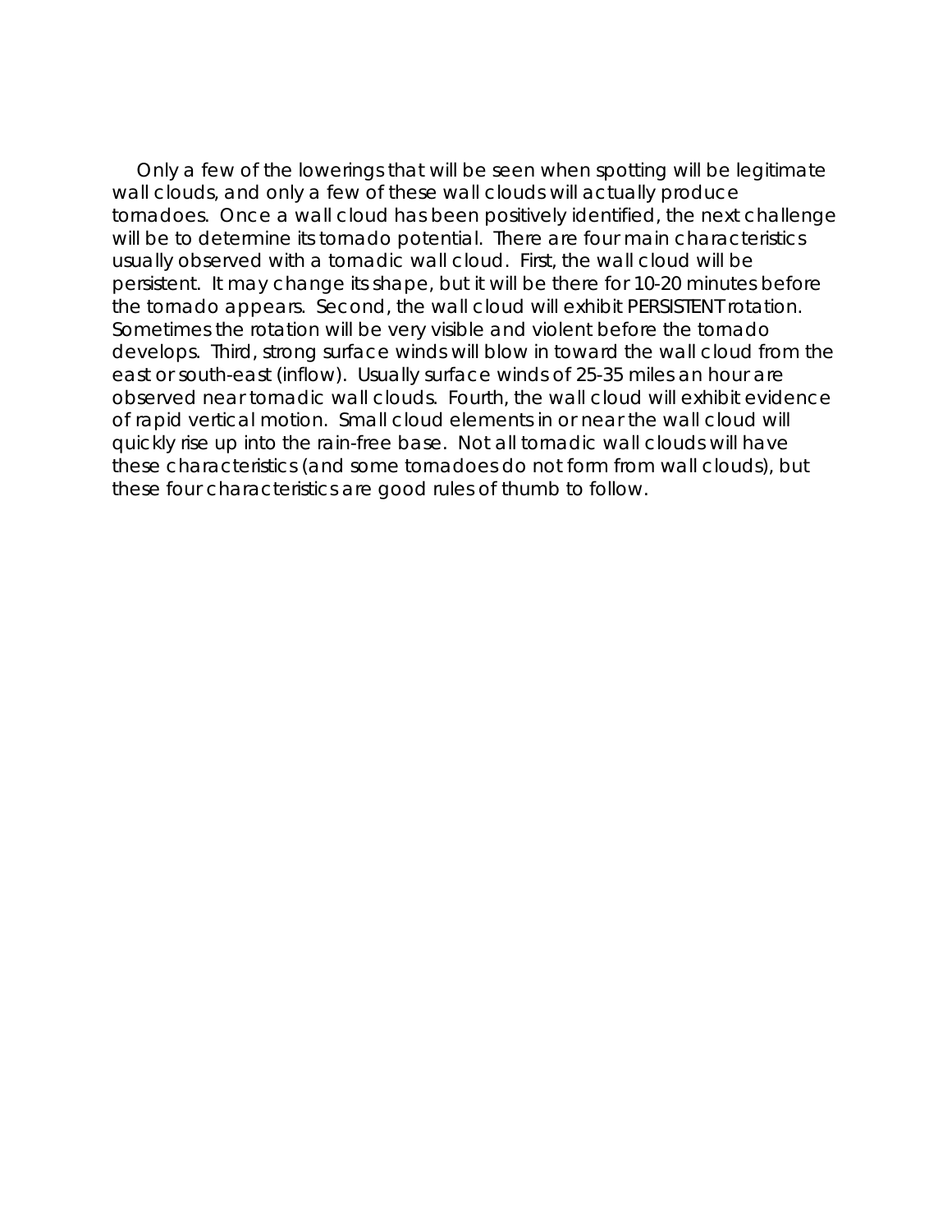Only a few of the lowerings that will be seen when spotting will be legitimate wall clouds, and only a few of these wall clouds will actually produce tornadoes. Once a wall cloud has been positively identified, the next challenge will be to determine its tornado potential. There are four main characteristics usually observed with a tornadic wall cloud. First, the wall cloud will be persistent. It may change its shape, but it will be there for 10-20 minutes before the tornado appears. Second, the wall cloud will exhibit PERSISTENT rotation. Sometimes the rotation will be very visible and violent before the tornado develops. Third, strong surface winds will blow in toward the wall cloud from the east or south-east (inflow). Usually surface winds of 25-35 miles an hour are observed near tornadic wall clouds. Fourth, the wall cloud will exhibit evidence of rapid vertical motion. Small cloud elements in or near the wall cloud will quickly rise up into the rain-free base. Not all tornadic wall clouds will have these characteristics (and some tornadoes do not form from wall clouds), but these four characteristics are good rules of thumb to follow.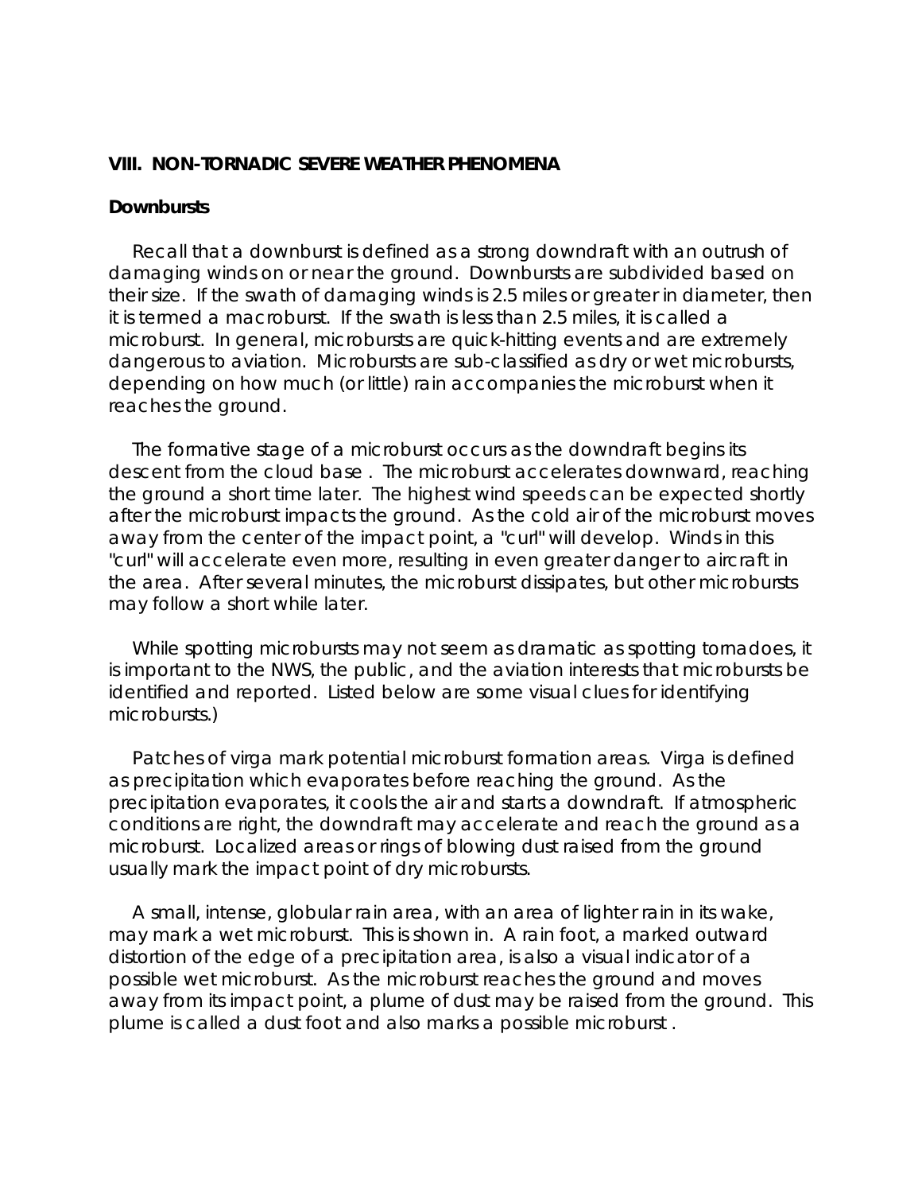### VIII. NON-TORNADIC SEVERE WEATHER PHENOMENA

**Downbursts**

Recall that a downburst is defined as a strong downdraft with an outrush of damaging winds on or near the ground. Downbursts are subdivided based on their size. If the swath of damaging winds is 2.5 miles or greater in diameter, then it is termed a macroburst. If the swath is less than 2.5 miles, it is called a microburst. In general, microbursts are quick-hitting events and are extremely dangerous to aviation. Microbursts are sub-classified as dry or wet microbursts, depending on how much (or little) rain accompanies the microburst when it reaches the ground.

The formative stage of a microburst occurs as the downdraft begins its descent from the cloud base . The microburst accelerates downward, reaching the ground a short time later. The highest wind speeds can be expected shortly after the microburst impacts the ground. As the cold air of the microburst moves away from the center of the impact point, a "curl" will develop. Winds in this "curl" will accelerate even more, resulting in even greater danger to aircraft in the area. After several minutes, the microburst dissipates, but other microbursts may follow a short while later.

While spotting microbursts may not seem as dramatic as spotting tornadoes, it is important to the NWS, the public, and the aviation interests that microbursts be identified and reported. Listed below are some visual clues for identifying microbursts.)

Patches of virga mark potential microburst formation areas. Virga is defined as precipitation which evaporates before reaching the ground. As the precipitation evaporates, it cools the air and starts a downdraft. If atmospheric conditions are right, the downdraft may accelerate and reach the ground as a microburst. Localized areas or rings of blowing dust raised from the ground usually mark the impact point of dry microbursts.

A small, intense, globular rain area, with an area of lighter rain in its wake, may mark a wet microburst. This is shown in. A rain foot, a marked outward distortion of the edge of a precipitation area, is also a visual indicator of a possible wet microburst. As the microburst reaches the ground and moves away from its impact point, a plume of dust may be raised from the ground. This plume is called a dust foot and also marks a possible microburst .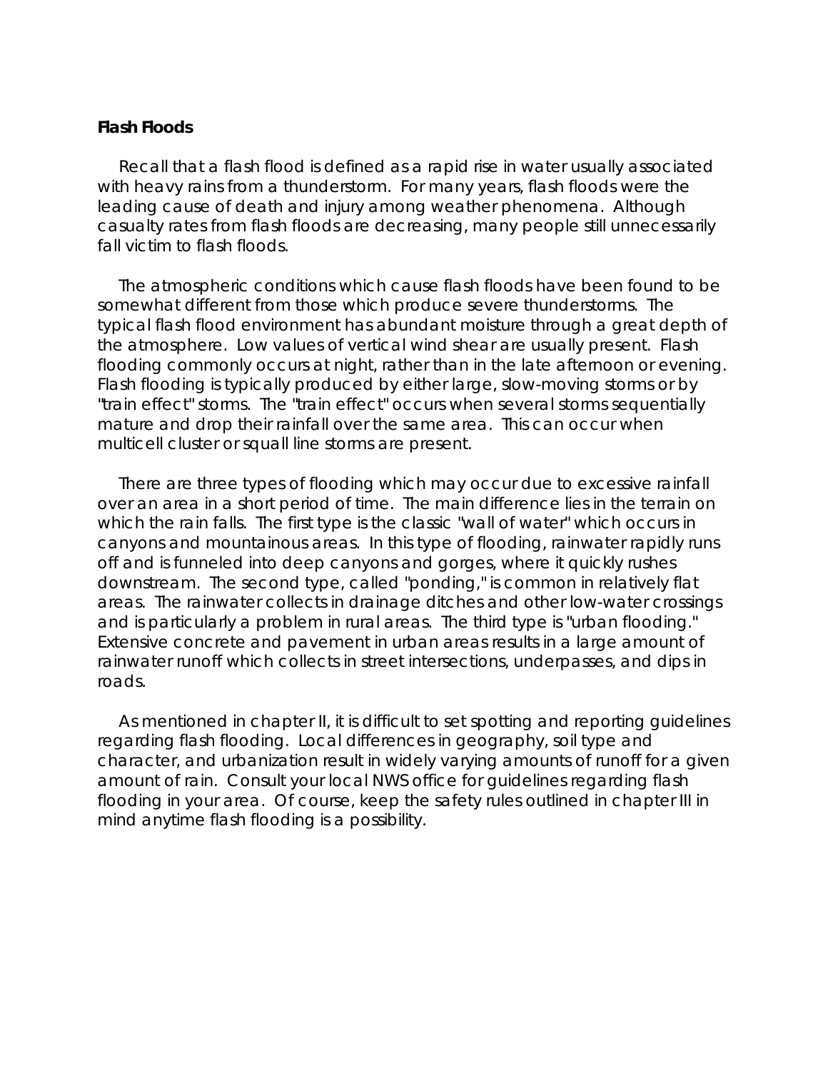**Flash Floods**

Recall that a flash flood is defined as a rapid rise in water usually associated with heavy rains from a thunderstorm. For many years, flash floods were the leading cause of death and injury among weather phenomena. Although casualty rates from flash floods are decreasing, many people still unnecessarily fall victim to flash floods.

The atmospheric conditions which cause flash floods have been found to be somewhat different from those which produce severe thunderstorms. The typical flash flood environment has abundant moisture through a great depth of the atmosphere. Low values of vertical wind shear are usually present. Flash flooding commonly occurs at night, rather than in the late afternoon or evening. Flash flooding is typically produced by either large, slow-moving storms or by "train effect" storms. The "train effect" occurs when several storms sequentially mature and drop their rainfall over the same area. This can occur when multicell cluster or squall line storms are present.

There are three types of flooding which may occur due to excessive rainfall over an area in a short period of time. The main difference lies in the terrain on which the rain falls. The first type is the classic "wall of water" which occurs in canyons and mountainous areas. In this type of flooding, rainwater rapidly runs off and is funneled into deep canyons and gorges, where it quickly rushes downstream. The second type, called "ponding," is common in relatively flat areas. The rainwater collects in drainage ditches and other low-water crossings and is particularly a problem in rural areas. The third type is "urban flooding." Extensive concrete and pavement in urban areas results in a large amount of rainwater runoff which collects in street intersections, underpasses, and dips in roads.

As mentioned in chapter II, it is difficult to set spotting and reporting guidelines regarding flash flooding. Local differences in geography, soil type and character, and urbanization result in widely varying amounts of runoff for a given amount of rain. Consult your local NWS office for guidelines regarding flash flooding in your area. Of course, keep the safety rules outlined in chapter III in mind anytime flash flooding is a possibility.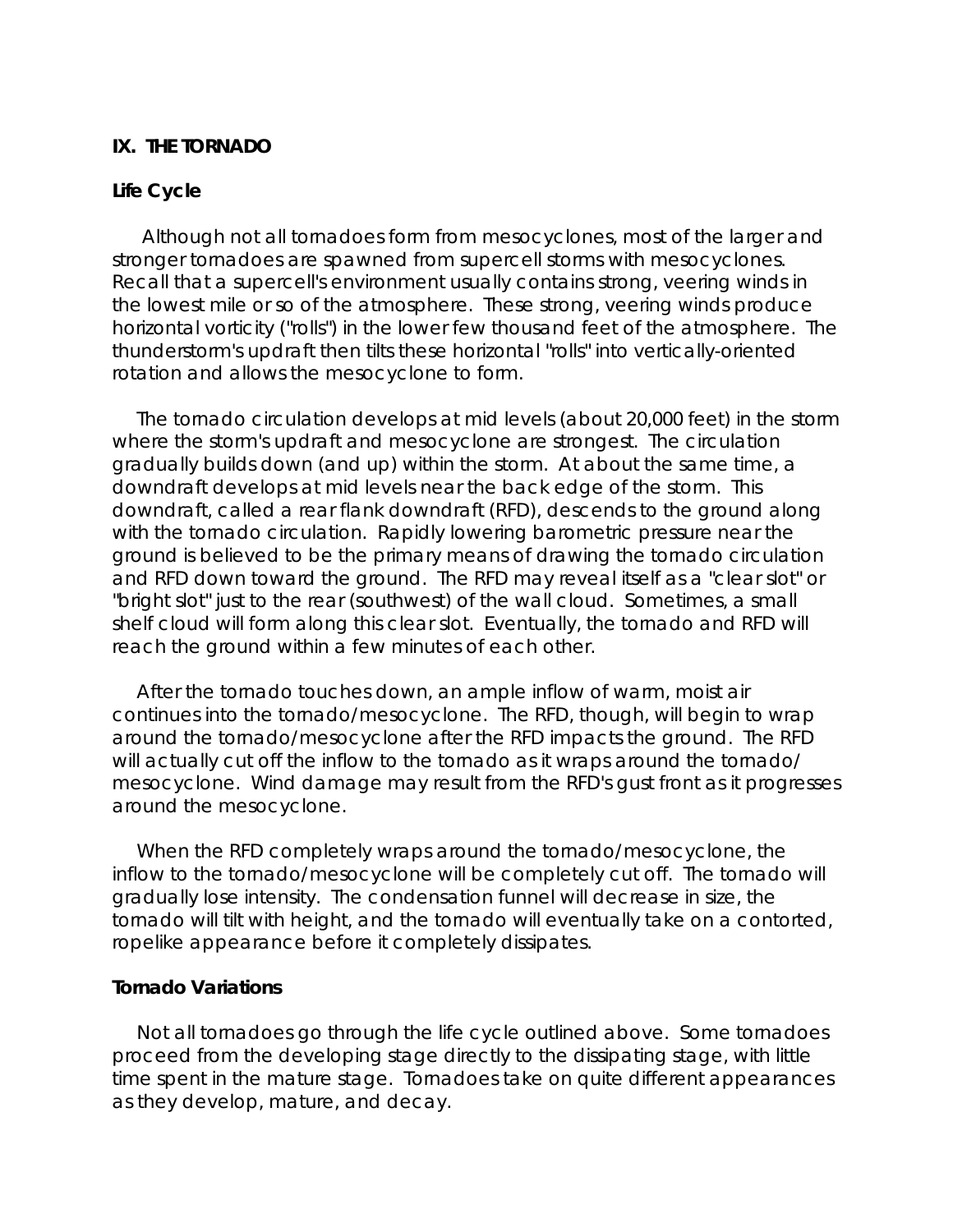## IX. THE TORNADO

### Life Cycle

Although not all tornadoes form from mesocyclones, most of the larger and stronger tornadoes are spawned from supercell storms with mesocyclones. Recall that a supercell's environment usually contains strong, veering winds in the lowest mile or so of the atmosphere. These strong, veering winds produce horizontal vorticity ("rolls") in the lower few thousand feet of the atmosphere. The thunderstorm's updraft then tilts these horizontal "rolls" into vertically-oriented rotation and allows the mesocyclone to form.

The tornado circulation develops at mid levels (about 20,000 feet) in the storm where the storm's updraft and mesocyclone are strongest. The circulation gradually builds down (and up) within the storm. At about the same time, a downdraft develops at mid levels near the back edge of the storm. This downdraft, called a rear flank downdraft (RFD), descends to the ground along with the tornado circulation. Rapidly lowering barometric pressure near the ground is believed to be the primary means of drawing the tornado circulation and RFD down toward the ground. The RFD may reveal itself as a "clear slot" or "bright slot" just to the rear (southwest) of the wall cloud. Sometimes, a small shelf cloud will form along this clear slot. Eventually, the tornado and RFD will reach the ground within a few minutes of each other.

After the tornado touches down, an ample inflow of warm, moist air continues into the tornado/mesocyclone. The RFD, though, will begin to wrap around the tornado/mesocyclone after the RFD impacts the ground. The RFD will actually cut off the inflow to the tornado as it wraps around the tornado/ mesocyclone. Wind damage may result from the RFD's gust front as it progresses around the mesocyclone.

When the RFD completely wraps around the tornado/mesocyclone, the inflow to the tornado/mesocyclone will be completely cut off. The tornado will gradually lose intensity. The condensation funnel will decrease in size, the tornado will tilt with height, and the tornado will eventually take on a contorted, ropelike appearance before it completely dissipates.

### Tornado Variations

Not all tornadoes go through the life cycle outlined above. Some tornadoes proceed from the developing stage directly to the dissipating stage, with little time spent in the mature stage. Tornadoes take on quite different appearances as they develop, mature, and decay.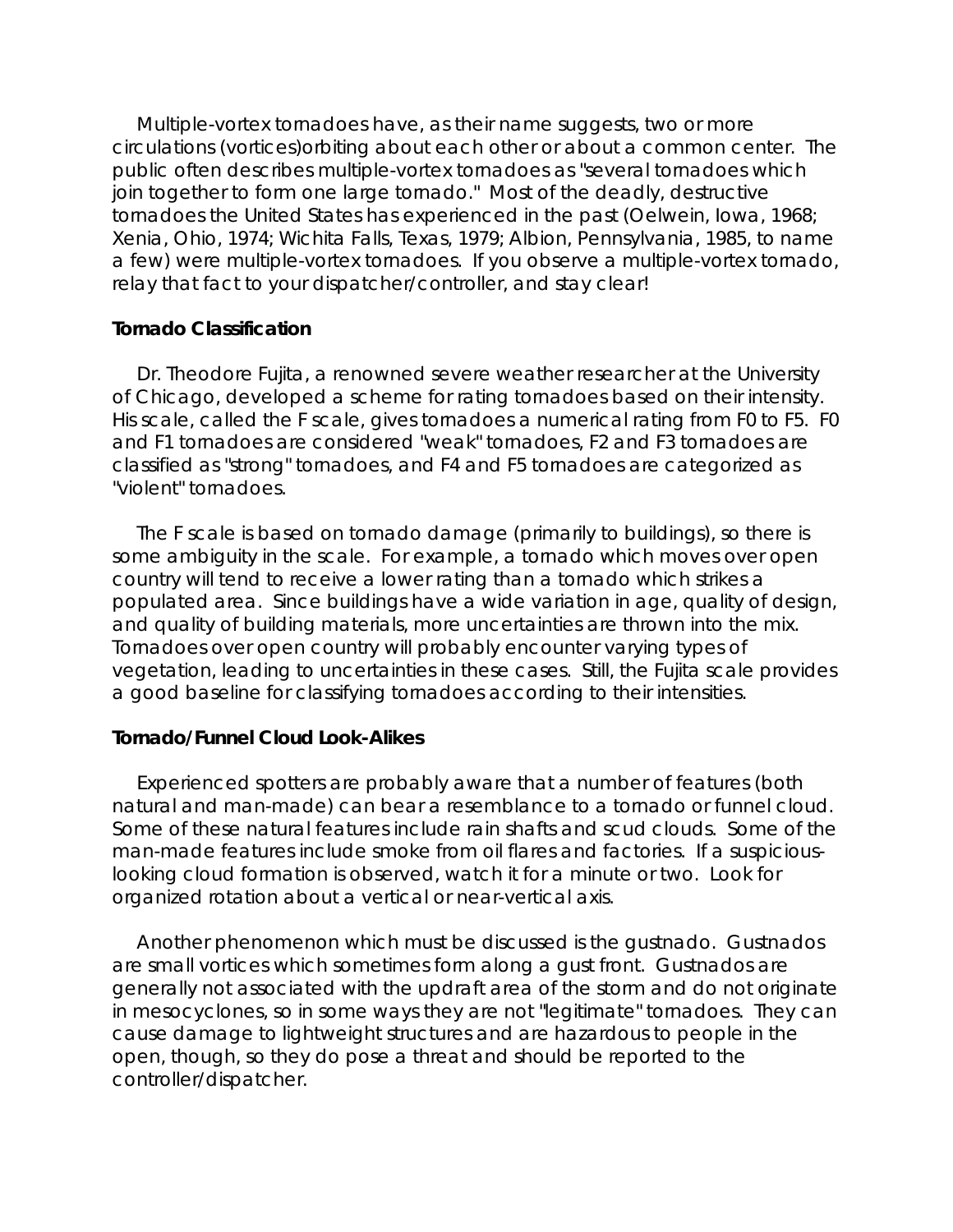Multiple-vortex tornadoes have, as their name suggests, two or more circulations (vortices)orbiting about each other or about a common center. The public often describes multiple-vortex tornadoes as "several tornadoes which join together to form one large tornado." Most of the deadly, destructive tornadoes the United States has experienced in the past (Oelwein, Iowa, 1968; Xenia, Ohio, 1974; Wichita Falls, Texas, 1979; Albion, Pennsylvania, 1985, to name a few) were multiple-vortex tornadoes. If you observe a multiple-vortex tornado, relay that fact to your dispatcher/controller, and stay clear!

**Tornado Classification**

Dr. Theodore Fujita, a renowned severe weather researcher at the University of Chicago, developed a scheme for rating tornadoes based on their intensity. His scale, called the F scale, gives tornadoes a numerical rating from F0 to F5. F0 and F1 tornadoes are considered "weak" tornadoes, F2 and F3 tornadoes are classified as "strong" tornadoes, and F4 and F5 tornadoes are categorized as "violent" tornadoes.

The F scale is based on tornado damage (primarily to buildings), so there is some ambiguity in the scale. For example, a tornado which moves over open country will tend to receive a lower rating than a tornado which strikes a populated area. Since buildings have a wide variation in age, quality of design, and quality of building materials, more uncertainties are thrown into the mix. Tornadoes over open country will probably encounter varying types of vegetation, leading to uncertainties in these cases. Still, the Fujita scale provides a good baseline for classifying tornadoes according to their intensities.

**Tornado/Funnel Cloud Look-Alikes**

Experienced spotters are probably aware that a number of features (both natural and man-made) can bear a resemblance to a tornado or funnel cloud. Some of these natural features include rain shafts and scud clouds. Some of the man-made features include smoke from oil flares and factories. If a suspicious-looking cloud formation is observed, watch it for a minute or two. Look for organized rotation about a vertical or near-vertical axis.

Another phenomenon which must be discussed is the gustnado. Gustnados are small vortices which sometimes form along a gust front. Gustnados are generally not associated with the updraft area of the storm and do not originate in mesocyclones, so in some ways they are not "legitimate" tornadoes. They can cause damage to lightweight structures and are hazardous to people in the open, though, so they do pose a threat and should be reported to the controller/dispatcher.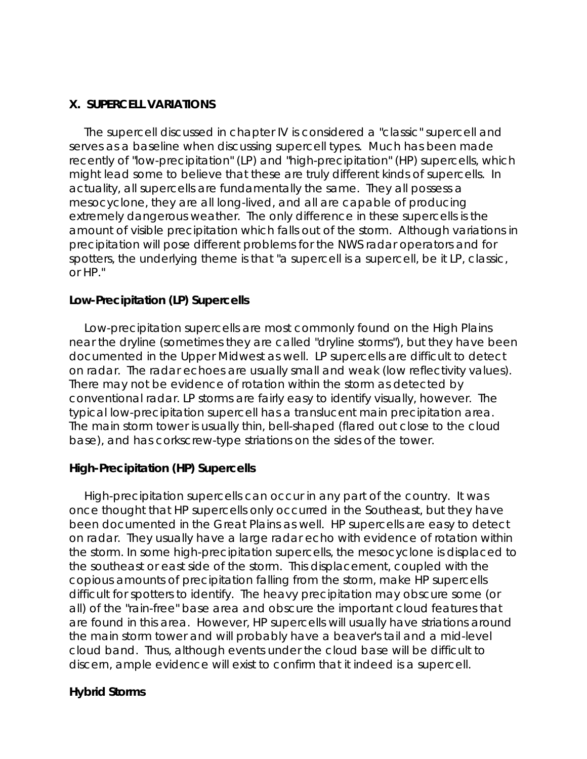## X. SUPERCELL VARIATIONS

The supercell discussed in chapter IV is considered a "classic" supercell and serves as a baseline when discussing supercell types. Much has been made recently of "low-precipitation" (LP) and "high-precipitation" (HP) supercells, which might lead some to believe that these are truly different kinds of supercells. In actuality, all supercells are fundamentally the same. They all possess a mesocyclone, they are all long-lived, and all are capable of producing extremely dangerous weather. The only difference in these supercells is the amount of visible precipitation which falls out of the storm. Although variations in precipitation will pose different problems for the NWS radar operators and for spotters, the underlying theme is that "a supercell is a supercell, be it LP, classic, or HP."

### Low-Precipitation (LP) Supercells

Low-precipitation supercells are most commonly found on the High Plains near the dryline (sometimes they are called "dryline storms"), but they have been documented in the Upper Midwest as well. LP supercells are difficult to detect on radar. The radar echoes are usually small and weak (low reflectivity values). There may not be evidence of rotation within the storm as detected by conventional radar. LP storms are fairly easy to identify visually, however. The typical low-precipitation supercell has a translucent main precipitation area. The main storm tower is usually thin, bell-shaped (flared out close to the cloud base), and has corkscrew-type striations on the sides of the tower.

### High-Precipitation (HP) Supercells

High-precipitation supercells can occur in any part of the country. It was once thought that HP supercells only occurred in the Southeast, but they have been documented in the Great Plains as well. HP supercells are easy to detect on radar. They usually have a large radar echo with evidence of rotation within the storm. In some high-precipitation supercells, the mesocyclone is displaced to the southeast or east side of the storm. This displacement, coupled with the copious amounts of precipitation falling from the storm, make HP supercells difficult for spotters to identify. The heavy precipitation may obscure some (or all) of the "rain-free" base area and obscure the important cloud features that are found in this area. However, HP supercells will usually have striations around the main storm tower and will probably have a beaver's tail and a mid-level cloud band. Thus, although events under the cloud base will be difficult to discern, ample evidence will exist to confirm that it indeed is a supercell.

### Hybrid Storms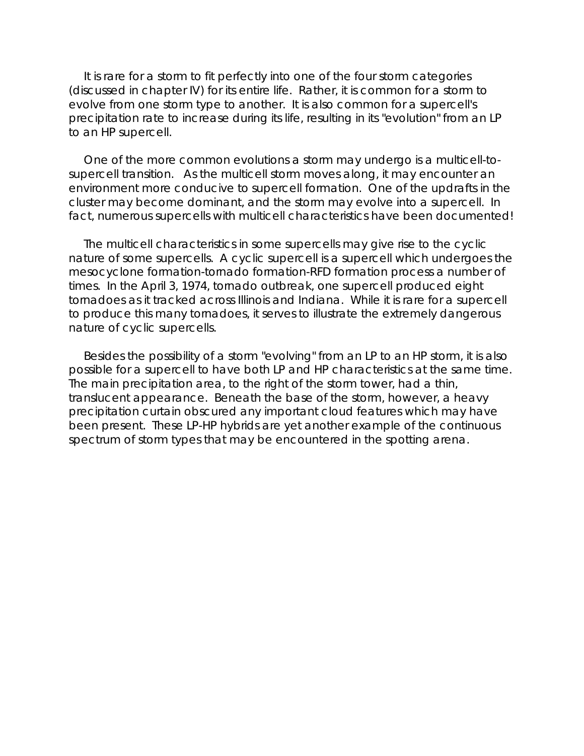It is rare for a storm to fit perfectly into one of the four storm categories (discussed in chapter IV) for its entire life. Rather, it is common for a storm to evolve from one storm type to another. It is also common for a supercell's precipitation rate to increase during its life, resulting in its "evolution" from an LP to an HP supercell.

One of the more common evolutions a storm may undergo is a multicell-to-supercell transition. As the multicell storm moves along, it may encounter an environment more conducive to supercell formation. One of the updrafts in the cluster may become dominant, and the storm may evolve into a supercell. In fact, numerous supercells with multicell characteristics have been documented!

The multicell characteristics in some supercells may give rise to the cyclic nature of some supercells. A cyclic supercell is a supercell which undergoes the mesocyclone formation-tornado formation-RFD formation process a number of times. In the April 3, 1974, tornado outbreak, one supercell produced eight tornadoes as it tracked across Illinois and Indiana. While it is rare for a supercell to produce this many tornadoes, it serves to illustrate the extremely dangerous nature of cyclic supercells.

Besides the possibility of a storm "evolving" from an LP to an HP storm, it is also possible for a supercell to have both LP and HP characteristics at the same time. The main precipitation area, to the right of the storm tower, had a thin, translucent appearance. Beneath the base of the storm, however, a heavy precipitation curtain obscured any important cloud features which may have been present. These LP-HP hybrids are yet another example of the continuous spectrum of storm types that may be encountered in the spotting arena.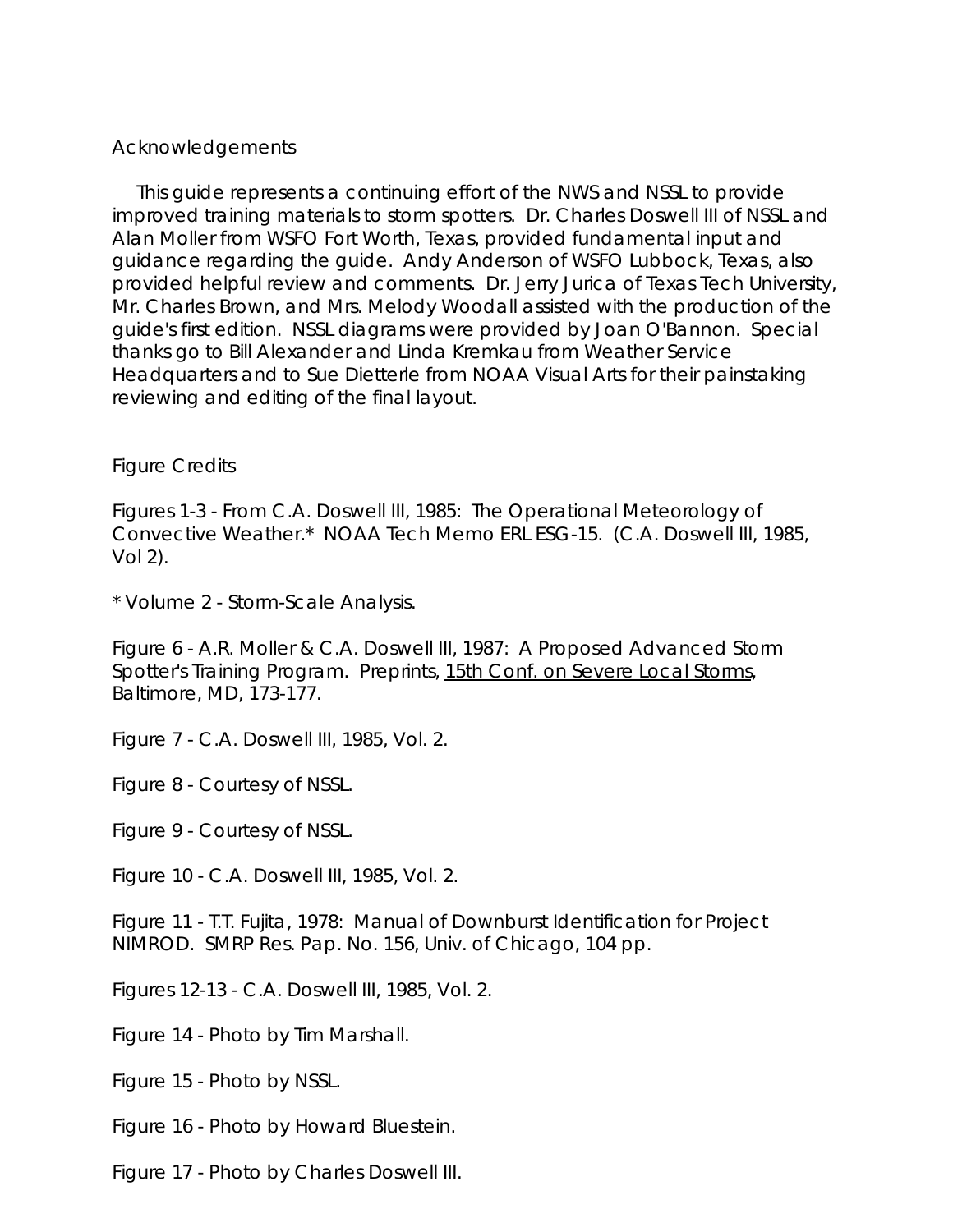## Acknowledgements

This guide represents a continuing effort of the NWS and NSSL to provide improved training materials to storm spotters. Dr. Charles Doswell III of NSSL and Alan Moller from WSFO Fort Worth, Texas, provided fundamental input and guidance regarding the guide. Andy Anderson of WSFO Lubbock, Texas, also provided helpful review and comments. Dr. Jerry Jurica of Texas Tech University, Mr. Charles Brown, and Mrs. Melody Woodall assisted with the production of the guide's first edition. NSSL diagrams were provided by Joan O'Bannon. Special thanks go to Bill Alexander and Linda Kremkau from Weather Service Headquarters and to Sue Dietterle from NOAA Visual Arts for their painstaking reviewing and editing of the final layout.

## Figure Credits

Figures 1-3 - From C.A. Doswell III, 1985: The Operational Meteorology of Convective Weather.* NOAA Tech Memo ERL ESG-15. (C.A. Doswell III, 1985, Vol 2).

* Volume 2 - Storm-Scale Analysis.

Figure 6 - A.R. Moller & C.A. Doswell III, 1987: A Proposed Advanced Storm Spotter's Training Program. Preprints, <u>15th Conf. on Severe Local Storms</u>, Baltimore, MD, 173-177.

Figure 7 - C.A. Doswell III, 1985, Vol. 2.

Figure 8 - Courtesy of NSSL.

Figure 9 - Courtesy of NSSL.

Figure 10 - C.A. Doswell III, 1985, Vol. 2.

Figure 11 - T.T. Fujita, 1978: Manual of Downburst Identification for Project NIMROD. SMRP Res. Pap. No. 156, Univ. of Chicago, 104 pp.

Figures 12-13 - C.A. Doswell III, 1985, Vol. 2.

Figure 14 - Photo by Tim Marshall.

Figure 15 - Photo by NSSL.

Figure 16 - Photo by Howard Bluestein.

Figure 17 - Photo by Charles Doswell III.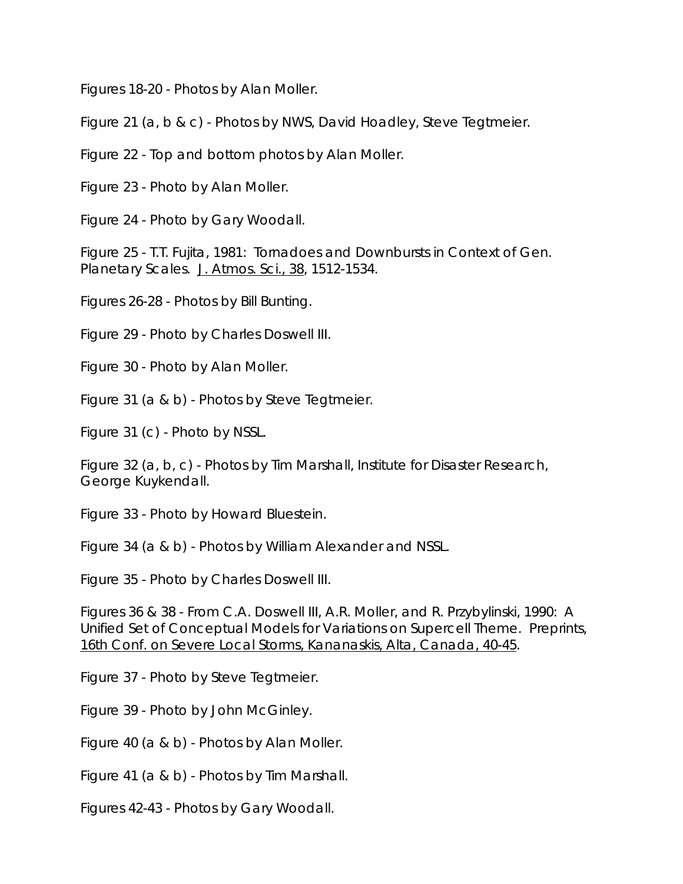Figures 18-20 - Photos by Alan Moller.

Figure 21 (a, b & c) - Photos by NWS, David Hoadley, Steve Tegtmeier.

Figure 22 - Top and bottom photos by Alan Moller.

Figure 23 - Photo by Alan Moller.

Figure 24 - Photo by Gary Woodall.

Figure 25 - T.T. Fujita, 1981: Tornadoes and Downbursts in Context of Gen. Planetary Scales. J. Atmos. Sci., 38, 1512-1534.

Figures 26-28 - Photos by Bill Bunting.

Figure 29 - Photo by Charles Doswell III.

Figure 30 - Photo by Alan Moller.

Figure 31 (a & b) - Photos by Steve Tegtmeier.

Figure 31 (c) - Photo by NSSL.

Figure 32 (a, b, c) - Photos by Tim Marshall, Institute for Disaster Research, George Kuykendall.

Figure 33 - Photo by Howard Bluestein.

Figure 34 (a & b) - Photos by William Alexander and NSSL.

Figure 35 - Photo by Charles Doswell III.

Figures 36 & 38 - From C.A. Doswell III, A.R. Moller, and R. Przybylinski, 1990: A Unified Set of Conceptual Models for Variations on Supercell Theme. Preprints, 16th Conf. on Severe Local Storms, Kananaskis, Alta, Canada, 40-45.

Figure 37 - Photo by Steve Tegtmeier.

Figure 39 - Photo by John McGinley.

Figure 40 (a & b) - Photos by Alan Moller.

Figure 41 (a & b) - Photos by Tim Marshall.

Figures 42-43 - Photos by Gary Woodall.